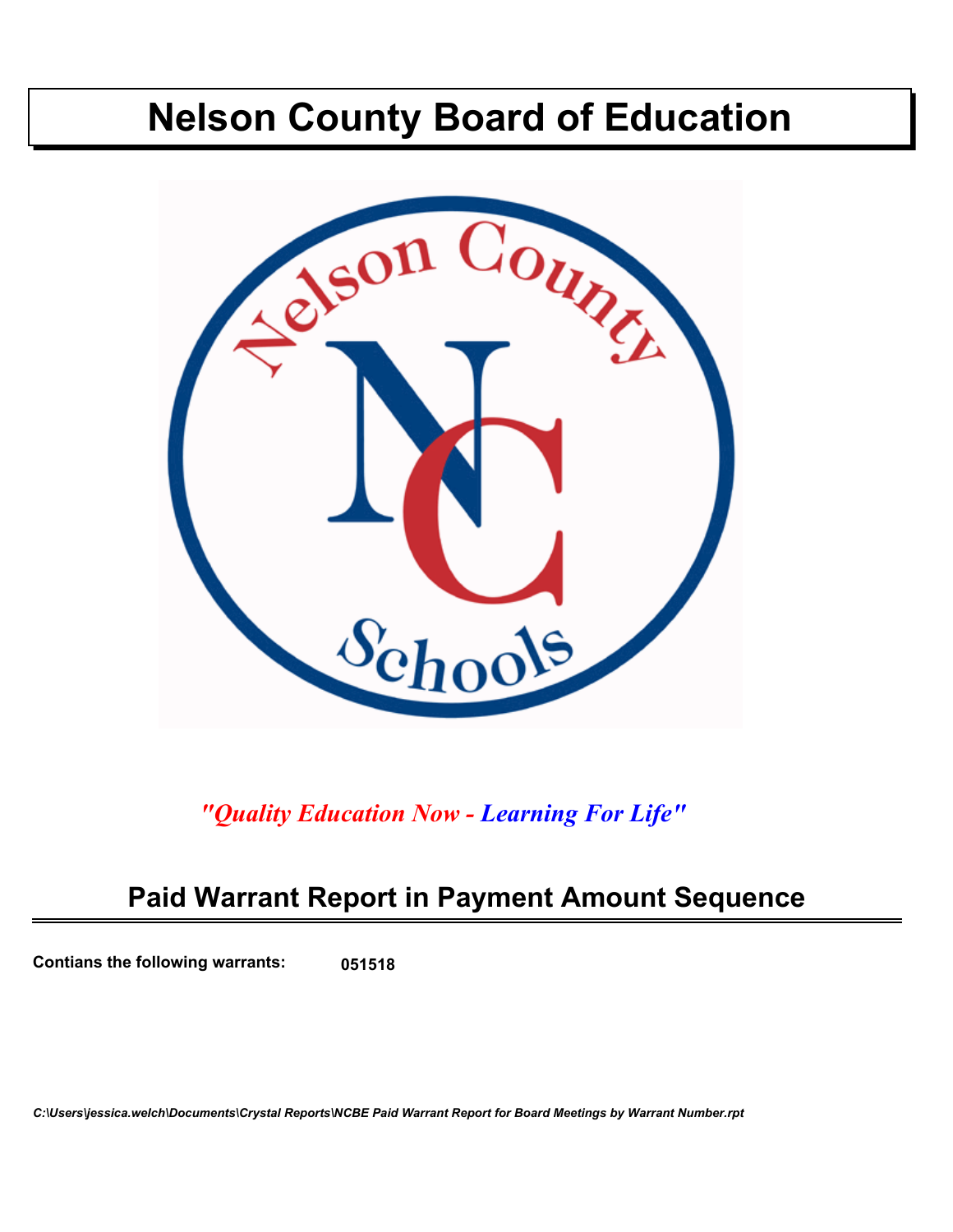# Nelson County Board of Education

*"Quality Education Now - Learning For Life"*

## Paid Warrant Report in Payment Amount Sequence

**Contians the following warrants:** **051518**

***C:\Users\jessica.welch\Documents\Crystal Reports\NCBE Paid Warrant Report for Board Meetings by Warrant Number.rpt***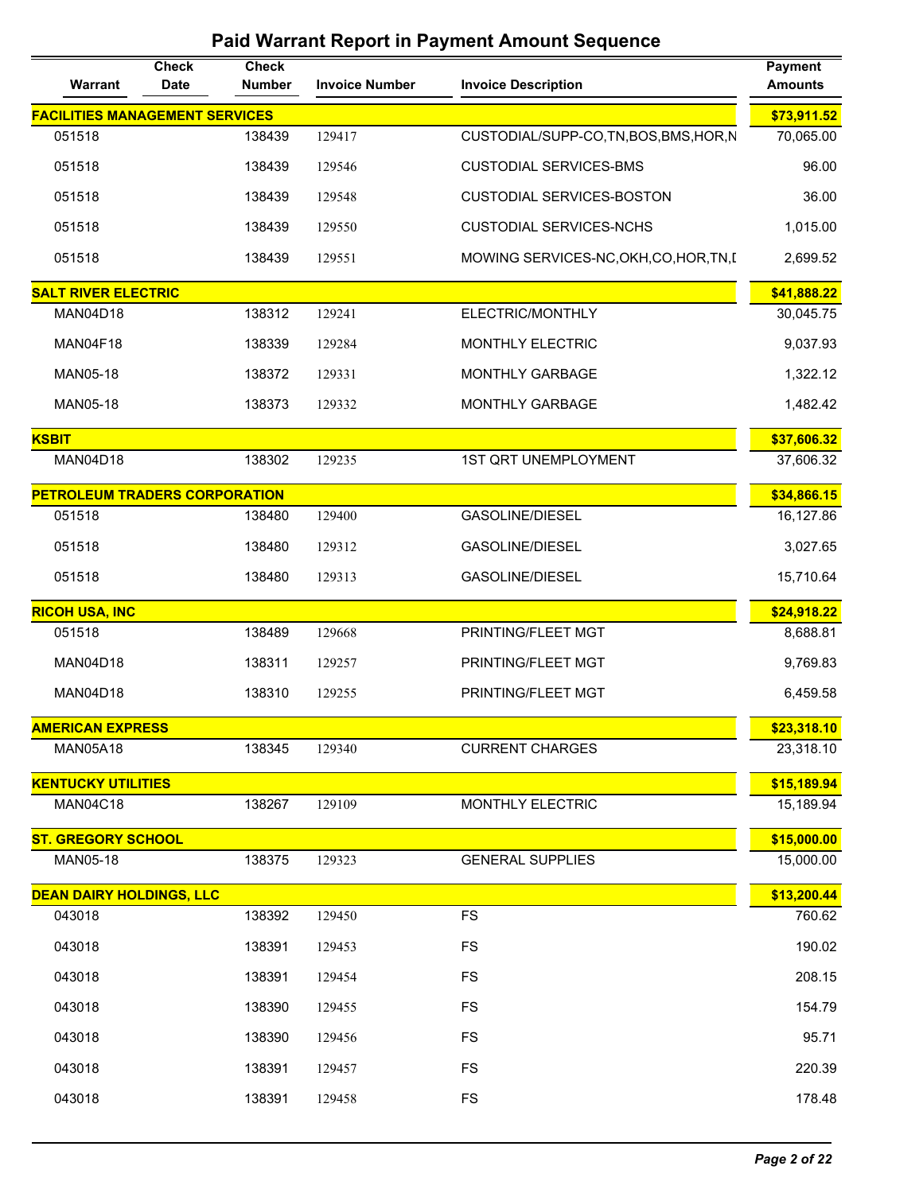# Paid Warrant Report in Payment Amount Sequence

| Warrant | Check Date | Check Number | Invoice Number | Invoice Description | Payment Amounts |
|---|---|---|---|---|---|
| **FACILITIES MANAGEMENT SERVICES** | | | | | **$73,911.52** |
| 051518 | | 138439 | 129417 | CUSTODIAL/SUPP-CO,TN,BOS,BMS,HOR,N | 70,065.00 |
| 051518 | | 138439 | 129546 | CUSTODIAL SERVICES-BMS | 96.00 |
| 051518 | | 138439 | 129548 | CUSTODIAL SERVICES-BOSTON | 36.00 |
| 051518 | | 138439 | 129550 | CUSTODIAL SERVICES-NCHS | 1,015.00 |
| 051518 | | 138439 | 129551 | MOWING SERVICES-NC,OKH,CO,HOR,TN,I | 2,699.52 |
| **SALT RIVER ELECTRIC** | | | | | **$41,888.22** |
| MAN04D18 | | 138312 | 129241 | ELECTRIC/MONTHLY | 30,045.75 |
| MAN04F18 | | 138339 | 129284 | MONTHLY ELECTRIC | 9,037.93 |
| MAN05-18 | | 138372 | 129331 | MONTHLY GARBAGE | 1,322.12 |
| MAN05-18 | | 138373 | 129332 | MONTHLY GARBAGE | 1,482.42 |
| **KSBIT** | | | | | **$37,606.32** |
| MAN04D18 | | 138302 | 129235 | 1ST QRT UNEMPLOYMENT | 37,606.32 |
| **PETROLEUM TRADERS CORPORATION** | | | | | **$34,866.15** |
| 051518 | | 138480 | 129400 | GASOLINE/DIESEL | 16,127.86 |
| 051518 | | 138480 | 129312 | GASOLINE/DIESEL | 3,027.65 |
| 051518 | | 138480 | 129313 | GASOLINE/DIESEL | 15,710.64 |
| **RICOH USA, INC** | | | | | **$24,918.22** |
| 051518 | | 138489 | 129668 | PRINTING/FLEET MGT | 8,688.81 |
| MAN04D18 | | 138311 | 129257 | PRINTING/FLEET MGT | 9,769.83 |
| MAN04D18 | | 138310 | 129255 | PRINTING/FLEET MGT | 6,459.58 |
| **AMERICAN EXPRESS** | | | | | **$23,318.10** |
| MAN05A18 | | 138345 | 129340 | CURRENT CHARGES | 23,318.10 |
| **KENTUCKY UTILITIES** | | | | | **$15,189.94** |
| MAN04C18 | | 138267 | 129109 | MONTHLY ELECTRIC | 15,189.94 |
| **ST. GREGORY SCHOOL** | | | | | **$15,000.00** |
| MAN05-18 | | 138375 | 129323 | GENERAL SUPPLIES | 15,000.00 |
| **DEAN DAIRY HOLDINGS, LLC** | | | | | **$13,200.44** |
| 043018 | | 138392 | 129450 | FS | 760.62 |
| 043018 | | 138391 | 129453 | FS | 190.02 |
| 043018 | | 138391 | 129454 | FS | 208.15 |
| 043018 | | 138390 | 129455 | FS | 154.79 |
| 043018 | | 138390 | 129456 | FS | 95.71 |
| 043018 | | 138391 | 129457 | FS | 220.39 |
| 043018 | | 138391 | 129458 | FS | 178.48 |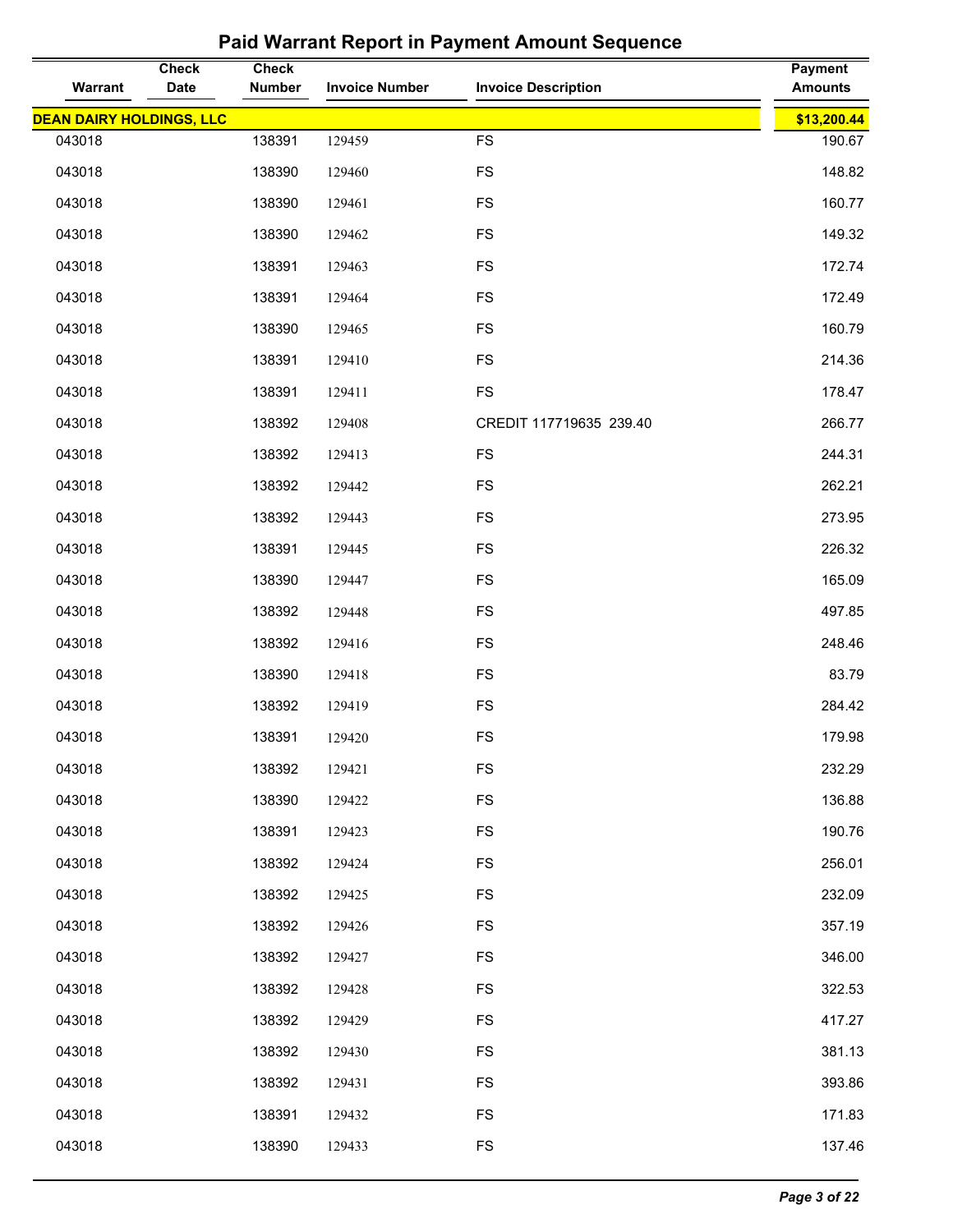# Paid Warrant Report in Payment Amount Sequence

| Warrant | Check Date | Check Number | Invoice Number | Invoice Description | Payment Amounts |
|---|---|---|---|---|---|
| **DEAN DAIRY HOLDINGS, LLC** | | | | | **$13,200.44** |
| 043018 | | 138391 | 129459 | FS | 190.67 |
| 043018 | | 138390 | 129460 | FS | 148.82 |
| 043018 | | 138390 | 129461 | FS | 160.77 |
| 043018 | | 138390 | 129462 | FS | 149.32 |
| 043018 | | 138391 | 129463 | FS | 172.74 |
| 043018 | | 138391 | 129464 | FS | 172.49 |
| 043018 | | 138390 | 129465 | FS | 160.79 |
| 043018 | | 138391 | 129410 | FS | 214.36 |
| 043018 | | 138391 | 129411 | FS | 178.47 |
| 043018 | | 138392 | 129408 | CREDIT 117719635 239.40 | 266.77 |
| 043018 | | 138392 | 129413 | FS | 244.31 |
| 043018 | | 138392 | 129442 | FS | 262.21 |
| 043018 | | 138392 | 129443 | FS | 273.95 |
| 043018 | | 138391 | 129445 | FS | 226.32 |
| 043018 | | 138390 | 129447 | FS | 165.09 |
| 043018 | | 138392 | 129448 | FS | 497.85 |
| 043018 | | 138392 | 129416 | FS | 248.46 |
| 043018 | | 138390 | 129418 | FS | 83.79 |
| 043018 | | 138392 | 129419 | FS | 284.42 |
| 043018 | | 138391 | 129420 | FS | 179.98 |
| 043018 | | 138392 | 129421 | FS | 232.29 |
| 043018 | | 138390 | 129422 | FS | 136.88 |
| 043018 | | 138391 | 129423 | FS | 190.76 |
| 043018 | | 138392 | 129424 | FS | 256.01 |
| 043018 | | 138392 | 129425 | FS | 232.09 |
| 043018 | | 138392 | 129426 | FS | 357.19 |
| 043018 | | 138392 | 129427 | FS | 346.00 |
| 043018 | | 138392 | 129428 | FS | 322.53 |
| 043018 | | 138392 | 129429 | FS | 417.27 |
| 043018 | | 138392 | 129430 | FS | 381.13 |
| 043018 | | 138392 | 129431 | FS | 393.86 |
| 043018 | | 138391 | 129432 | FS | 171.83 |
| 043018 | | 138390 | 129433 | FS | 137.46 |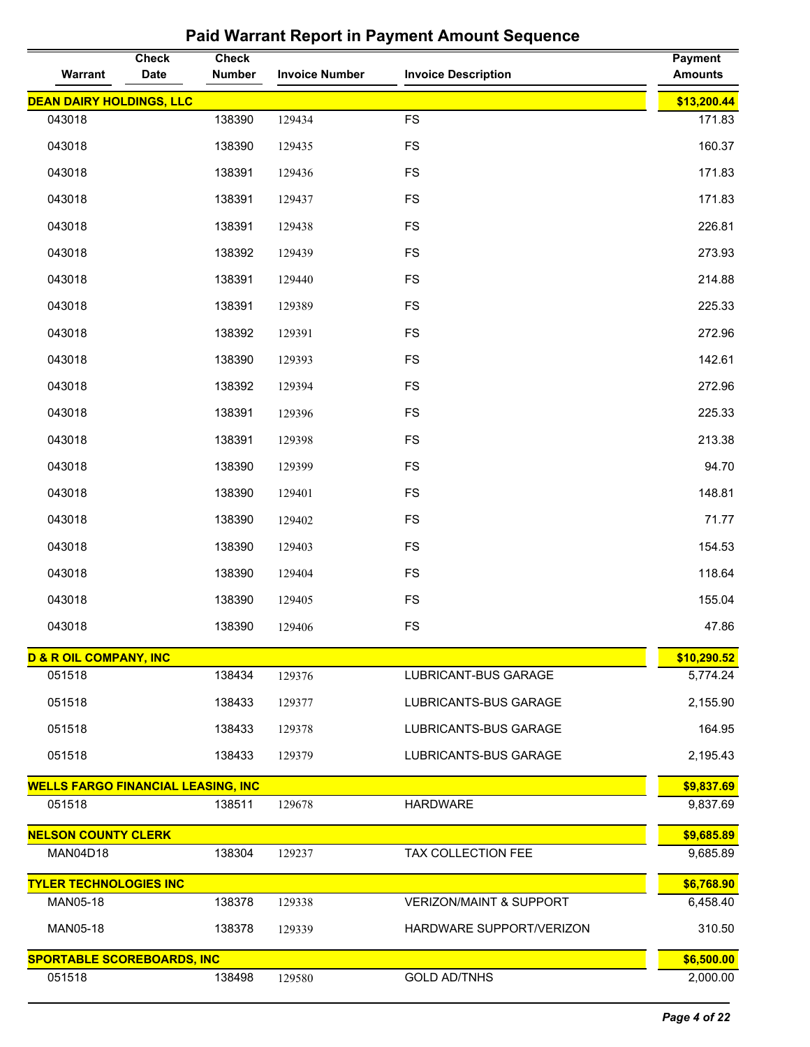# Paid Warrant Report in Payment Amount Sequence

| Warrant | Check Date | Check Number | Invoice Number | Invoice Description | Payment Amounts |
|---|---|---|---|---|---|
| **DEAN DAIRY HOLDINGS, LLC** | | | | | **$13,200.44** |
| 043018 | | 138390 | 129434 | FS | 171.83 |
| 043018 | | 138390 | 129435 | FS | 160.37 |
| 043018 | | 138391 | 129436 | FS | 171.83 |
| 043018 | | 138391 | 129437 | FS | 171.83 |
| 043018 | | 138391 | 129438 | FS | 226.81 |
| 043018 | | 138392 | 129439 | FS | 273.93 |
| 043018 | | 138391 | 129440 | FS | 214.88 |
| 043018 | | 138391 | 129389 | FS | 225.33 |
| 043018 | | 138392 | 129391 | FS | 272.96 |
| 043018 | | 138390 | 129393 | FS | 142.61 |
| 043018 | | 138392 | 129394 | FS | 272.96 |
| 043018 | | 138391 | 129396 | FS | 225.33 |
| 043018 | | 138391 | 129398 | FS | 213.38 |
| 043018 | | 138390 | 129399 | FS | 94.70 |
| 043018 | | 138390 | 129401 | FS | 148.81 |
| 043018 | | 138390 | 129402 | FS | 71.77 |
| 043018 | | 138390 | 129403 | FS | 154.53 |
| 043018 | | 138390 | 129404 | FS | 118.64 |
| 043018 | | 138390 | 129405 | FS | 155.04 |
| 043018 | | 138390 | 129406 | FS | 47.86 |
| **D & R OIL COMPANY, INC** | | | | | **$10,290.52** |
| 051518 | | 138434 | 129376 | LUBRICANT-BUS GARAGE | 5,774.24 |
| 051518 | | 138433 | 129377 | LUBRICANTS-BUS GARAGE | 2,155.90 |
| 051518 | | 138433 | 129378 | LUBRICANTS-BUS GARAGE | 164.95 |
| 051518 | | 138433 | 129379 | LUBRICANTS-BUS GARAGE | 2,195.43 |
| **WELLS FARGO FINANCIAL LEASING, INC** | | | | | **$9,837.69** |
| 051518 | | 138511 | 129678 | HARDWARE | 9,837.69 |
| **NELSON COUNTY CLERK** | | | | | **$9,685.89** |
| MAN04D18 | | 138304 | 129237 | TAX COLLECTION FEE | 9,685.89 |
| **TYLER TECHNOLOGIES INC** | | | | | **$6,768.90** |
| MAN05-18 | | 138378 | 129338 | VERIZON/MAINT & SUPPORT | 6,458.40 |
| MAN05-18 | | 138378 | 129339 | HARDWARE SUPPORT/VERIZON | 310.50 |
| **SPORTABLE SCOREBOARDS, INC** | | | | | **$6,500.00** |
| 051518 | | 138498 | 129580 | GOLD AD/TNHS | 2,000.00 |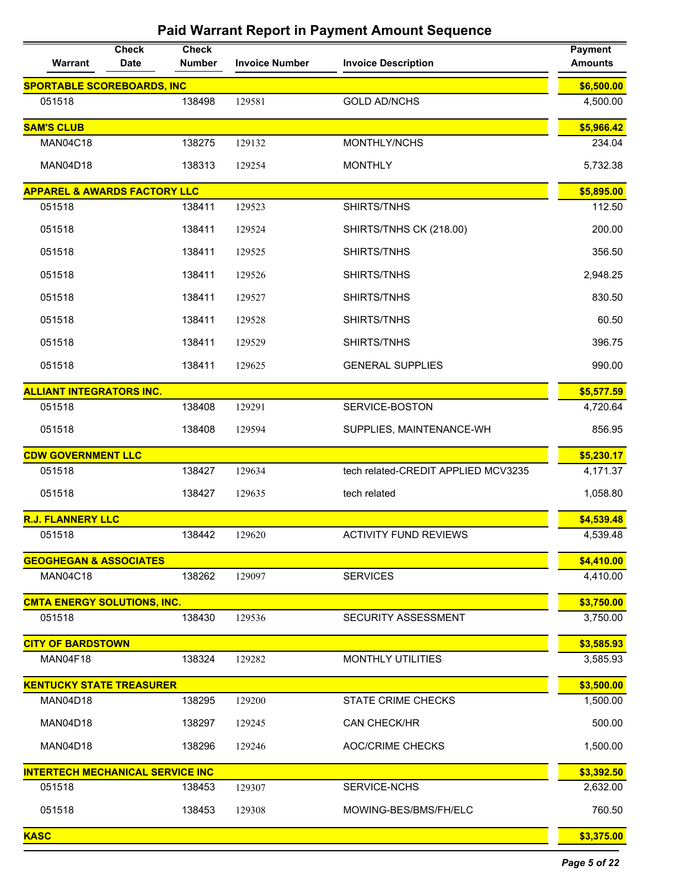## Paid Warrant Report in Payment Amount Sequence

| Warrant | Check Date | Check Number | Invoice Number | Invoice Description | Payment Amounts |
|---|---|---|---|---|---|
| **SPORTABLE SCOREBOARDS, INC** | | | | | **$6,500.00** |
| 051518 | | 138498 | 129581 | GOLD AD/NCHS | 4,500.00 |
| **SAM'S CLUB** | | | | | **$5,966.42** |
| MAN04C18 | | 138275 | 129132 | MONTHLY/NCHS | 234.04 |
| MAN04D18 | | 138313 | 129254 | MONTHLY | 5,732.38 |
| **APPAREL & AWARDS FACTORY LLC** | | | | | **$5,895.00** |
| 051518 | | 138411 | 129523 | SHIRTS/TNHS | 112.50 |
| 051518 | | 138411 | 129524 | SHIRTS/TNHS CK (218.00) | 200.00 |
| 051518 | | 138411 | 129525 | SHIRTS/TNHS | 356.50 |
| 051518 | | 138411 | 129526 | SHIRTS/TNHS | 2,948.25 |
| 051518 | | 138411 | 129527 | SHIRTS/TNHS | 830.50 |
| 051518 | | 138411 | 129528 | SHIRTS/TNHS | 60.50 |
| 051518 | | 138411 | 129529 | SHIRTS/TNHS | 396.75 |
| 051518 | | 138411 | 129625 | GENERAL SUPPLIES | 990.00 |
| **ALLIANT INTEGRATORS INC.** | | | | | **$5,577.59** |
| 051518 | | 138408 | 129291 | SERVICE-BOSTON | 4,720.64 |
| 051518 | | 138408 | 129594 | SUPPLIES, MAINTENANCE-WH | 856.95 |
| **CDW GOVERNMENT LLC** | | | | | **$5,230.17** |
| 051518 | | 138427 | 129634 | tech related-CREDIT APPLIED MCV3235 | 4,171.37 |
| 051518 | | 138427 | 129635 | tech related | 1,058.80 |
| **R.J. FLANNERY LLC** | | | | | **$4,539.48** |
| 051518 | | 138442 | 129620 | ACTIVITY FUND REVIEWS | 4,539.48 |
| **GEOGHEGAN & ASSOCIATES** | | | | | **$4,410.00** |
| MAN04C18 | | 138262 | 129097 | SERVICES | 4,410.00 |
| **CMTA ENERGY SOLUTIONS, INC.** | | | | | **$3,750.00** |
| 051518 | | 138430 | 129536 | SECURITY ASSESSMENT | 3,750.00 |
| **CITY OF BARDSTOWN** | | | | | **$3,585.93** |
| MAN04F18 | | 138324 | 129282 | MONTHLY UTILITIES | 3,585.93 |
| **KENTUCKY STATE TREASURER** | | | | | **$3,500.00** |
| MAN04D18 | | 138295 | 129200 | STATE CRIME CHECKS | 1,500.00 |
| MAN04D18 | | 138297 | 129245 | CAN CHECK/HR | 500.00 |
| MAN04D18 | | 138296 | 129246 | AOC/CRIME CHECKS | 1,500.00 |
| **INTERTECH MECHANICAL SERVICE INC** | | | | | **$3,392.50** |
| 051518 | | 138453 | 129307 | SERVICE-NCHS | 2,632.00 |
| 051518 | | 138453 | 129308 | MOWING-BES/BMS/FH/ELC | 760.50 |
| **KASC** | | | | | **$3,375.00** |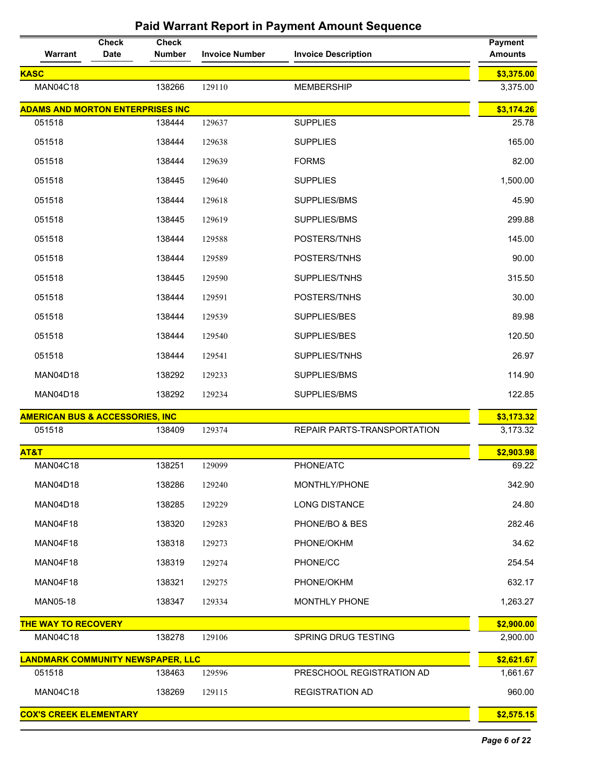# Paid Warrant Report in Payment Amount Sequence

| Warrant | Check Date | Check Number | Invoice Number | Invoice Description | Payment Amounts |
|---|---|---|---|---|---|
| **KASC** | | | | | **$3,375.00** |
| MAN04C18 | | 138266 | 129110 | MEMBERSHIP | 3,375.00 |
| **ADAMS AND MORTON ENTERPRISES INC** | | | | | **$3,174.26** |
| 051518 | | 138444 | 129637 | SUPPLIES | 25.78 |
| 051518 | | 138444 | 129638 | SUPPLIES | 165.00 |
| 051518 | | 138444 | 129639 | FORMS | 82.00 |
| 051518 | | 138445 | 129640 | SUPPLIES | 1,500.00 |
| 051518 | | 138444 | 129618 | SUPPLIES/BMS | 45.90 |
| 051518 | | 138445 | 129619 | SUPPLIES/BMS | 299.88 |
| 051518 | | 138444 | 129588 | POSTERS/TNHS | 145.00 |
| 051518 | | 138444 | 129589 | POSTERS/TNHS | 90.00 |
| 051518 | | 138445 | 129590 | SUPPLIES/TNHS | 315.50 |
| 051518 | | 138444 | 129591 | POSTERS/TNHS | 30.00 |
| 051518 | | 138444 | 129539 | SUPPLIES/BES | 89.98 |
| 051518 | | 138444 | 129540 | SUPPLIES/BES | 120.50 |
| 051518 | | 138444 | 129541 | SUPPLIES/TNHS | 26.97 |
| MAN04D18 | | 138292 | 129233 | SUPPLIES/BMS | 114.90 |
| MAN04D18 | | 138292 | 129234 | SUPPLIES/BMS | 122.85 |
| **AMERICAN BUS & ACCESSORIES, INC** | | | | | **$3,173.32** |
| 051518 | | 138409 | 129374 | REPAIR PARTS-TRANSPORTATION | 3,173.32 |
| **AT&T** | | | | | **$2,903.98** |
| MAN04C18 | | 138251 | 129099 | PHONE/ATC | 69.22 |
| MAN04D18 | | 138286 | 129240 | MONTHLY/PHONE | 342.90 |
| MAN04D18 | | 138285 | 129229 | LONG DISTANCE | 24.80 |
| MAN04F18 | | 138320 | 129283 | PHONE/BO & BES | 282.46 |
| MAN04F18 | | 138318 | 129273 | PHONE/OKHM | 34.62 |
| MAN04F18 | | 138319 | 129274 | PHONE/CC | 254.54 |
| MAN04F18 | | 138321 | 129275 | PHONE/OKHM | 632.17 |
| MAN05-18 | | 138347 | 129334 | MONTHLY PHONE | 1,263.27 |
| **THE WAY TO RECOVERY** | | | | | **$2,900.00** |
| MAN04C18 | | 138278 | 129106 | SPRING DRUG TESTING | 2,900.00 |
| **LANDMARK COMMUNITY NEWSPAPER, LLC** | | | | | **$2,621.67** |
| 051518 | | 138463 | 129596 | PRESCHOOL REGISTRATION AD | 1,661.67 |
| MAN04C18 | | 138269 | 129115 | REGISTRATION AD | 960.00 |
| **COX'S CREEK ELEMENTARY** | | | | | **$2,575.15** |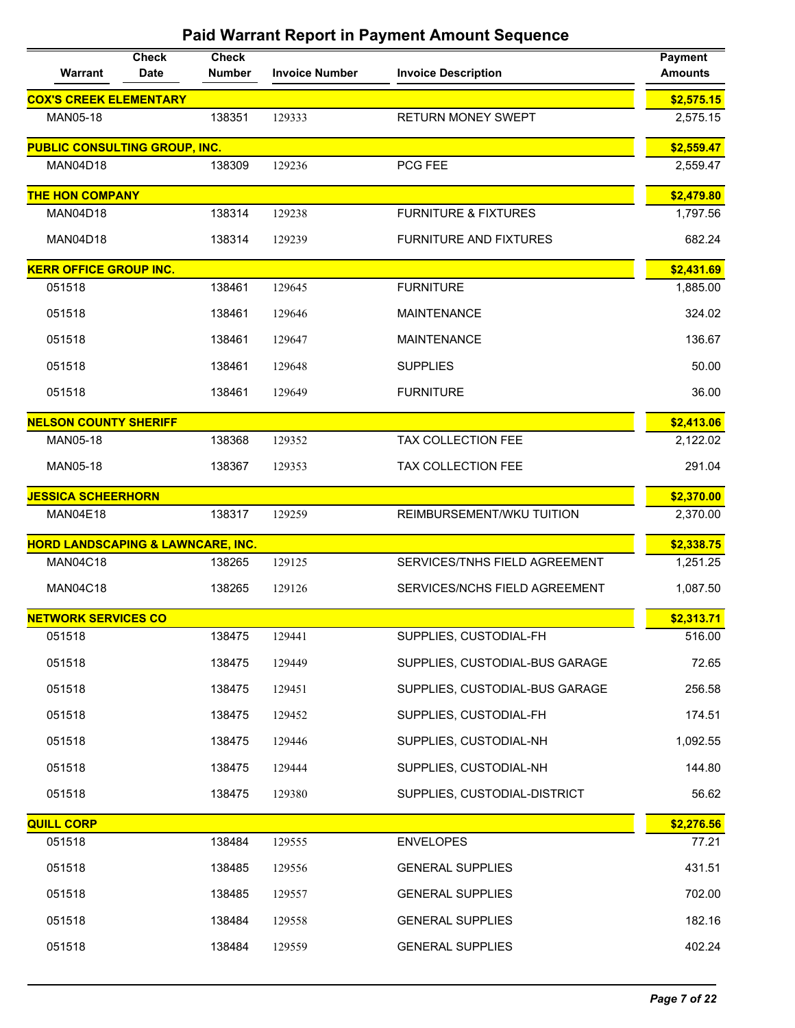# Paid Warrant Report in Payment Amount Sequence

| Warrant | Check Date | Check Number | Invoice Number | Invoice Description | Payment Amounts |
|---|---|---|---|---|---|
| **COX'S CREEK ELEMENTARY** | | | | | **$2,575.15** |
| MAN05-18 | | 138351 | 129333 | RETURN MONEY SWEPT | 2,575.15 |
| **PUBLIC CONSULTING GROUP, INC.** | | | | | **$2,559.47** |
| MAN04D18 | | 138309 | 129236 | PCG FEE | 2,559.47 |
| **THE HON COMPANY** | | | | | **$2,479.80** |
| MAN04D18 | | 138314 | 129238 | FURNITURE & FIXTURES | 1,797.56 |
| MAN04D18 | | 138314 | 129239 | FURNITURE AND FIXTURES | 682.24 |
| **KERR OFFICE GROUP INC.** | | | | | **$2,431.69** |
| 051518 | | 138461 | 129645 | FURNITURE | 1,885.00 |
| 051518 | | 138461 | 129646 | MAINTENANCE | 324.02 |
| 051518 | | 138461 | 129647 | MAINTENANCE | 136.67 |
| 051518 | | 138461 | 129648 | SUPPLIES | 50.00 |
| 051518 | | 138461 | 129649 | FURNITURE | 36.00 |
| **NELSON COUNTY SHERIFF** | | | | | **$2,413.06** |
| MAN05-18 | | 138368 | 129352 | TAX COLLECTION FEE | 2,122.02 |
| MAN05-18 | | 138367 | 129353 | TAX COLLECTION FEE | 291.04 |
| **JESSICA SCHEERHORN** | | | | | **$2,370.00** |
| MAN04E18 | | 138317 | 129259 | REIMBURSEMENT/WKU TUITION | 2,370.00 |
| **HORD LANDSCAPING & LAWNCARE, INC.** | | | | | **$2,338.75** |
| MAN04C18 | | 138265 | 129125 | SERVICES/TNHS FIELD AGREEMENT | 1,251.25 |
| MAN04C18 | | 138265 | 129126 | SERVICES/NCHS FIELD AGREEMENT | 1,087.50 |
| **NETWORK SERVICES CO** | | | | | **$2,313.71** |
| 051518 | | 138475 | 129441 | SUPPLIES, CUSTODIAL-FH | 516.00 |
| 051518 | | 138475 | 129449 | SUPPLIES, CUSTODIAL-BUS GARAGE | 72.65 |
| 051518 | | 138475 | 129451 | SUPPLIES, CUSTODIAL-BUS GARAGE | 256.58 |
| 051518 | | 138475 | 129452 | SUPPLIES, CUSTODIAL-FH | 174.51 |
| 051518 | | 138475 | 129446 | SUPPLIES, CUSTODIAL-NH | 1,092.55 |
| 051518 | | 138475 | 129444 | SUPPLIES, CUSTODIAL-NH | 144.80 |
| 051518 | | 138475 | 129380 | SUPPLIES, CUSTODIAL-DISTRICT | 56.62 |
| **QUILL CORP** | | | | | **$2,276.56** |
| 051518 | | 138484 | 129555 | ENVELOPES | 77.21 |
| 051518 | | 138485 | 129556 | GENERAL SUPPLIES | 431.51 |
| 051518 | | 138485 | 129557 | GENERAL SUPPLIES | 702.00 |
| 051518 | | 138484 | 129558 | GENERAL SUPPLIES | 182.16 |
| 051518 | | 138484 | 129559 | GENERAL SUPPLIES | 402.24 |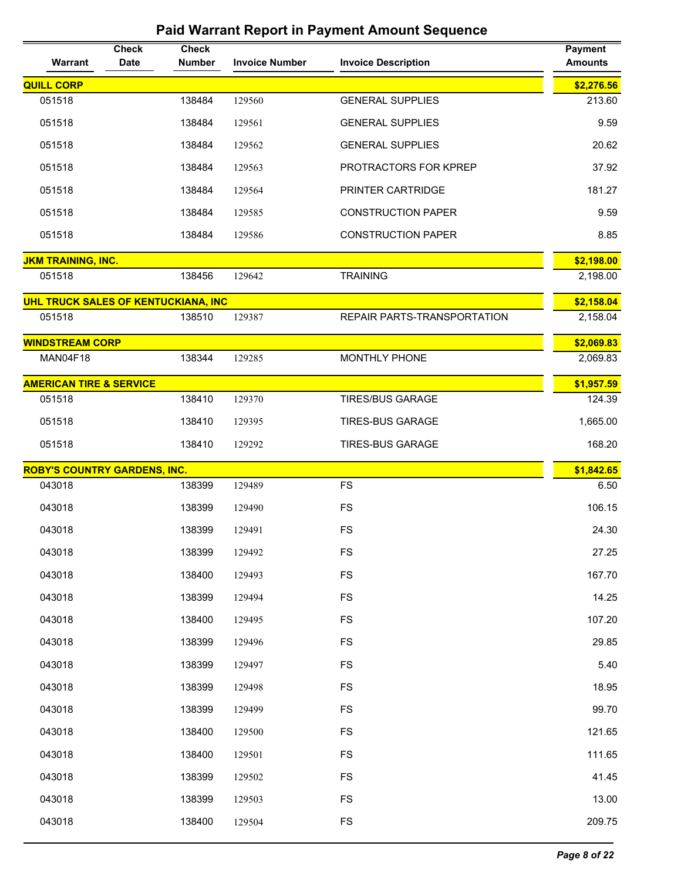# Paid Warrant Report in Payment Amount Sequence

| Warrant | Check Date | Check Number | Invoice Number | Invoice Description | Payment Amounts |
|---|---|---|---|---|---|
| **QUILL CORP** | | | | | **$2,276.56** |
| 051518 | | 138484 | 129560 | GENERAL SUPPLIES | 213.60 |
| 051518 | | 138484 | 129561 | GENERAL SUPPLIES | 9.59 |
| 051518 | | 138484 | 129562 | GENERAL SUPPLIES | 20.62 |
| 051518 | | 138484 | 129563 | PROTRACTORS FOR KPREP | 37.92 |
| 051518 | | 138484 | 129564 | PRINTER CARTRIDGE | 181.27 |
| 051518 | | 138484 | 129585 | CONSTRUCTION PAPER | 9.59 |
| 051518 | | 138484 | 129586 | CONSTRUCTION PAPER | 8.85 |
| **JKM TRAINING, INC.** | | | | | **$2,198.00** |
| 051518 | | 138456 | 129642 | TRAINING | 2,198.00 |
| **UHL TRUCK SALES OF KENTUCKIANA, INC** | | | | | **$2,158.04** |
| 051518 | | 138510 | 129387 | REPAIR PARTS-TRANSPORTATION | 2,158.04 |
| **WINDSTREAM CORP** | | | | | **$2,069.83** |
| MAN04F18 | | 138344 | 129285 | MONTHLY PHONE | 2,069.83 |
| **AMERICAN TIRE & SERVICE** | | | | | **$1,957.59** |
| 051518 | | 138410 | 129370 | TIRES/BUS GARAGE | 124.39 |
| 051518 | | 138410 | 129395 | TIRES-BUS GARAGE | 1,665.00 |
| 051518 | | 138410 | 129292 | TIRES-BUS GARAGE | 168.20 |
| **ROBY'S COUNTRY GARDENS, INC.** | | | | | **$1,842.65** |
| 043018 | | 138399 | 129489 | FS | 6.50 |
| 043018 | | 138399 | 129490 | FS | 106.15 |
| 043018 | | 138399 | 129491 | FS | 24.30 |
| 043018 | | 138399 | 129492 | FS | 27.25 |
| 043018 | | 138400 | 129493 | FS | 167.70 |
| 043018 | | 138399 | 129494 | FS | 14.25 |
| 043018 | | 138400 | 129495 | FS | 107.20 |
| 043018 | | 138399 | 129496 | FS | 29.85 |
| 043018 | | 138399 | 129497 | FS | 5.40 |
| 043018 | | 138399 | 129498 | FS | 18.95 |
| 043018 | | 138399 | 129499 | FS | 99.70 |
| 043018 | | 138400 | 129500 | FS | 121.65 |
| 043018 | | 138400 | 129501 | FS | 111.65 |
| 043018 | | 138399 | 129502 | FS | 41.45 |
| 043018 | | 138399 | 129503 | FS | 13.00 |
| 043018 | | 138400 | 129504 | FS | 209.75 |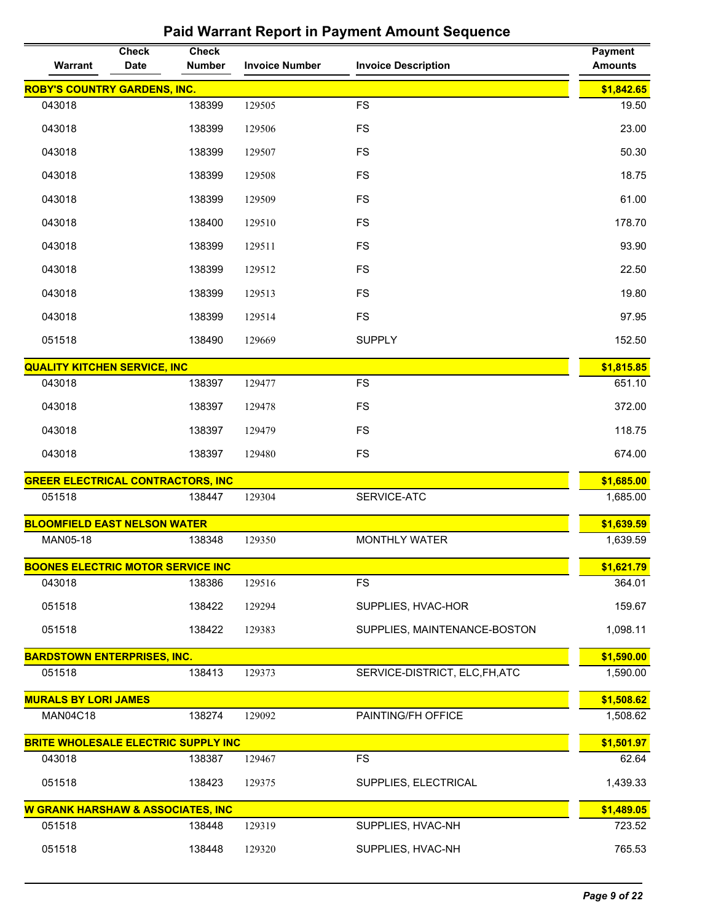# Paid Warrant Report in Payment Amount Sequence

| Warrant | Check Date | Check Number | Invoice Number | Invoice Description | Payment Amounts |
|---|---|---|---|---|---|
| **ROBY'S COUNTRY GARDENS, INC.** | | | | | **$1,842.65** |
| 043018 | | 138399 | 129505 | FS | 19.50 |
| 043018 | | 138399 | 129506 | FS | 23.00 |
| 043018 | | 138399 | 129507 | FS | 50.30 |
| 043018 | | 138399 | 129508 | FS | 18.75 |
| 043018 | | 138399 | 129509 | FS | 61.00 |
| 043018 | | 138400 | 129510 | FS | 178.70 |
| 043018 | | 138399 | 129511 | FS | 93.90 |
| 043018 | | 138399 | 129512 | FS | 22.50 |
| 043018 | | 138399 | 129513 | FS | 19.80 |
| 043018 | | 138399 | 129514 | FS | 97.95 |
| 051518 | | 138490 | 129669 | SUPPLY | 152.50 |
| **QUALITY KITCHEN SERVICE, INC** | | | | | **$1,815.85** |
| 043018 | | 138397 | 129477 | FS | 651.10 |
| 043018 | | 138397 | 129478 | FS | 372.00 |
| 043018 | | 138397 | 129479 | FS | 118.75 |
| 043018 | | 138397 | 129480 | FS | 674.00 |
| **GREER ELECTRICAL CONTRACTORS, INC** | | | | | **$1,685.00** |
| 051518 | | 138447 | 129304 | SERVICE-ATC | 1,685.00 |
| **BLOOMFIELD EAST NELSON WATER** | | | | | **$1,639.59** |
| MAN05-18 | | 138348 | 129350 | MONTHLY WATER | 1,639.59 |
| **BOONES ELECTRIC MOTOR SERVICE INC** | | | | | **$1,621.79** |
| 043018 | | 138386 | 129516 | FS | 364.01 |
| 051518 | | 138422 | 129294 | SUPPLIES, HVAC-HOR | 159.67 |
| 051518 | | 138422 | 129383 | SUPPLIES, MAINTENANCE-BOSTON | 1,098.11 |
| **BARDSTOWN ENTERPRISES, INC.** | | | | | **$1,590.00** |
| 051518 | | 138413 | 129373 | SERVICE-DISTRICT, ELC,FH,ATC | 1,590.00 |
| **MURALS BY LORI JAMES** | | | | | **$1,508.62** |
| MAN04C18 | | 138274 | 129092 | PAINTING/FH OFFICE | 1,508.62 |
| **BRITE WHOLESALE ELECTRIC SUPPLY INC** | | | | | **$1,501.97** |
| 043018 | | 138387 | 129467 | FS | 62.64 |
| 051518 | | 138423 | 129375 | SUPPLIES, ELECTRICAL | 1,439.33 |
| **W GRANK HARSHAW & ASSOCIATES, INC** | | | | | **$1,489.05** |
| 051518 | | 138448 | 129319 | SUPPLIES, HVAC-NH | 723.52 |
| 051518 | | 138448 | 129320 | SUPPLIES, HVAC-NH | 765.53 |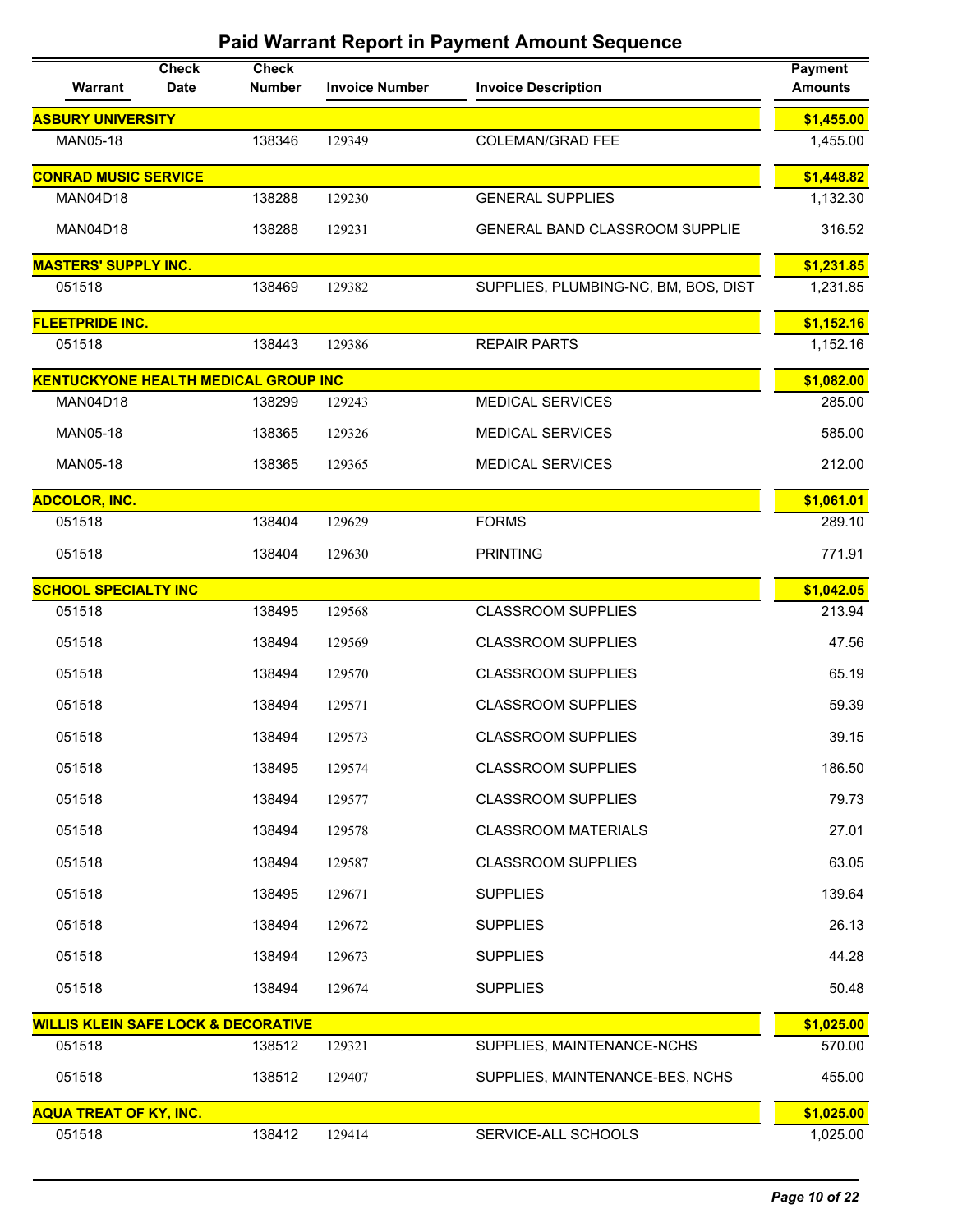# Paid Warrant Report in Payment Amount Sequence

| Warrant | Check Date | Check Number | Invoice Number | Invoice Description | Payment Amounts |
|---|---|---|---|---|---|
| **ASBURY UNIVERSITY** | | | | | **$1,455.00** |
| MAN05-18 | | 138346 | 129349 | COLEMAN/GRAD FEE | 1,455.00 |
| **CONRAD MUSIC SERVICE** | | | | | **$1,448.82** |
| MAN04D18 | | 138288 | 129230 | GENERAL SUPPLIES | 1,132.30 |
| MAN04D18 | | 138288 | 129231 | GENERAL BAND CLASSROOM SUPPLIE | 316.52 |
| **MASTERS' SUPPLY INC.** | | | | | **$1,231.85** |
| 051518 | | 138469 | 129382 | SUPPLIES, PLUMBING-NC, BM, BOS, DIST | 1,231.85 |
| **FLEETPRIDE INC.** | | | | | **$1,152.16** |
| 051518 | | 138443 | 129386 | REPAIR PARTS | 1,152.16 |
| **KENTUCKYONE HEALTH MEDICAL GROUP INC** | | | | | **$1,082.00** |
| MAN04D18 | | 138299 | 129243 | MEDICAL SERVICES | 285.00 |
| MAN05-18 | | 138365 | 129326 | MEDICAL SERVICES | 585.00 |
| MAN05-18 | | 138365 | 129365 | MEDICAL SERVICES | 212.00 |
| **ADCOLOR, INC.** | | | | | **$1,061.01** |
| 051518 | | 138404 | 129629 | FORMS | 289.10 |
| 051518 | | 138404 | 129630 | PRINTING | 771.91 |
| **SCHOOL SPECIALTY INC** | | | | | **$1,042.05** |
| 051518 | | 138495 | 129568 | CLASSROOM SUPPLIES | 213.94 |
| 051518 | | 138494 | 129569 | CLASSROOM SUPPLIES | 47.56 |
| 051518 | | 138494 | 129570 | CLASSROOM SUPPLIES | 65.19 |
| 051518 | | 138494 | 129571 | CLASSROOM SUPPLIES | 59.39 |
| 051518 | | 138494 | 129573 | CLASSROOM SUPPLIES | 39.15 |
| 051518 | | 138495 | 129574 | CLASSROOM SUPPLIES | 186.50 |
| 051518 | | 138494 | 129577 | CLASSROOM SUPPLIES | 79.73 |
| 051518 | | 138494 | 129578 | CLASSROOM MATERIALS | 27.01 |
| 051518 | | 138494 | 129587 | CLASSROOM SUPPLIES | 63.05 |
| 051518 | | 138495 | 129671 | SUPPLIES | 139.64 |
| 051518 | | 138494 | 129672 | SUPPLIES | 26.13 |
| 051518 | | 138494 | 129673 | SUPPLIES | 44.28 |
| 051518 | | 138494 | 129674 | SUPPLIES | 50.48 |
| **WILLIS KLEIN SAFE LOCK & DECORATIVE** | | | | | **$1,025.00** |
| 051518 | | 138512 | 129321 | SUPPLIES, MAINTENANCE-NCHS | 570.00 |
| 051518 | | 138512 | 129407 | SUPPLIES, MAINTENANCE-BES, NCHS | 455.00 |
| **AQUA TREAT OF KY, INC.** | | | | | **$1,025.00** |
| 051518 | | 138412 | 129414 | SERVICE-ALL SCHOOLS | 1,025.00 |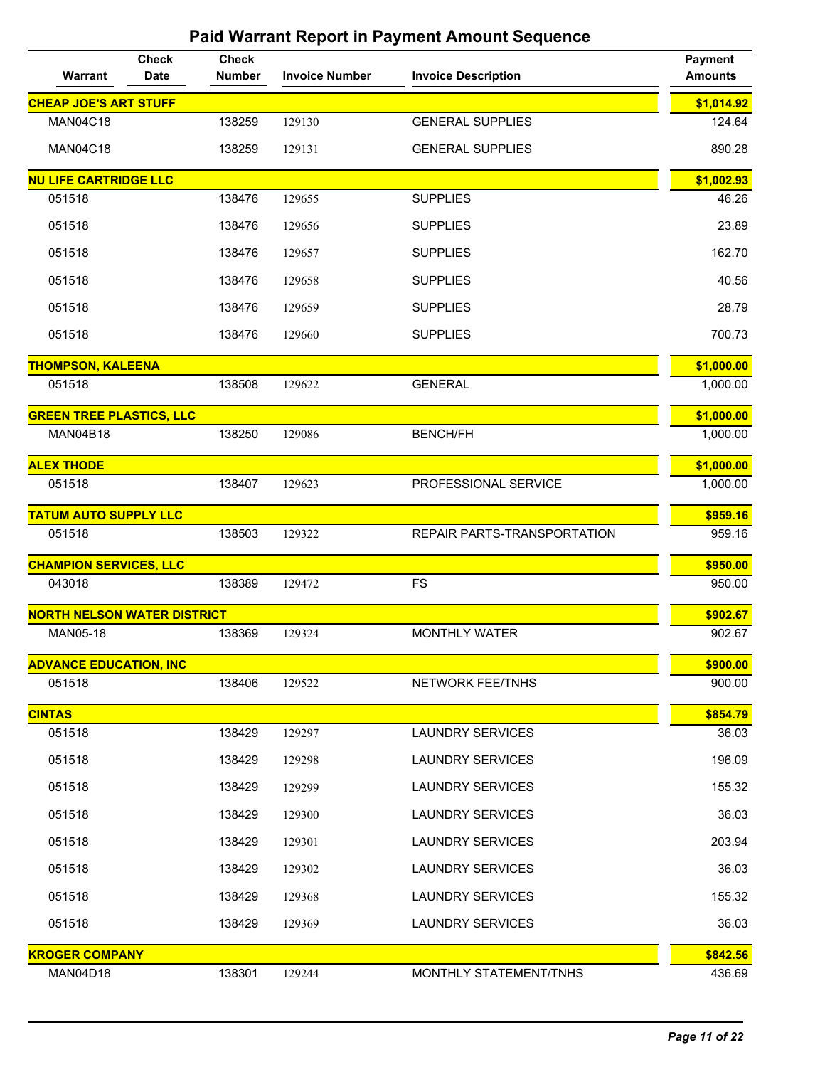# Paid Warrant Report in Payment Amount Sequence

| Warrant | Check Date | Check Number | Invoice Number | Invoice Description | Payment Amounts |
|---|---|---|---|---|---|
| **CHEAP JOE'S ART STUFF** | | | | | **$1,014.92** |
| MAN04C18 | | 138259 | 129130 | GENERAL SUPPLIES | 124.64 |
| MAN04C18 | | 138259 | 129131 | GENERAL SUPPLIES | 890.28 |
| **NU LIFE CARTRIDGE LLC** | | | | | **$1,002.93** |
| 051518 | | 138476 | 129655 | SUPPLIES | 46.26 |
| 051518 | | 138476 | 129656 | SUPPLIES | 23.89 |
| 051518 | | 138476 | 129657 | SUPPLIES | 162.70 |
| 051518 | | 138476 | 129658 | SUPPLIES | 40.56 |
| 051518 | | 138476 | 129659 | SUPPLIES | 28.79 |
| 051518 | | 138476 | 129660 | SUPPLIES | 700.73 |
| **THOMPSON, KALEENA** | | | | | **$1,000.00** |
| 051518 | | 138508 | 129622 | GENERAL | 1,000.00 |
| **GREEN TREE PLASTICS, LLC** | | | | | **$1,000.00** |
| MAN04B18 | | 138250 | 129086 | BENCH/FH | 1,000.00 |
| **ALEX THODE** | | | | | **$1,000.00** |
| 051518 | | 138407 | 129623 | PROFESSIONAL SERVICE | 1,000.00 |
| **TATUM AUTO SUPPLY LLC** | | | | | **$959.16** |
| 051518 | | 138503 | 129322 | REPAIR PARTS-TRANSPORTATION | 959.16 |
| **CHAMPION SERVICES, LLC** | | | | | **$950.00** |
| 043018 | | 138389 | 129472 | FS | 950.00 |
| **NORTH NELSON WATER DISTRICT** | | | | | **$902.67** |
| MAN05-18 | | 138369 | 129324 | MONTHLY WATER | 902.67 |
| **ADVANCE EDUCATION, INC** | | | | | **$900.00** |
| 051518 | | 138406 | 129522 | NETWORK FEE/TNHS | 900.00 |
| **CINTAS** | | | | | **$854.79** |
| 051518 | | 138429 | 129297 | LAUNDRY SERVICES | 36.03 |
| 051518 | | 138429 | 129298 | LAUNDRY SERVICES | 196.09 |
| 051518 | | 138429 | 129299 | LAUNDRY SERVICES | 155.32 |
| 051518 | | 138429 | 129300 | LAUNDRY SERVICES | 36.03 |
| 051518 | | 138429 | 129301 | LAUNDRY SERVICES | 203.94 |
| 051518 | | 138429 | 129302 | LAUNDRY SERVICES | 36.03 |
| 051518 | | 138429 | 129368 | LAUNDRY SERVICES | 155.32 |
| 051518 | | 138429 | 129369 | LAUNDRY SERVICES | 36.03 |
| **KROGER COMPANY** | | | | | **$842.56** |
| MAN04D18 | | 138301 | 129244 | MONTHLY STATEMENT/TNHS | 436.69 |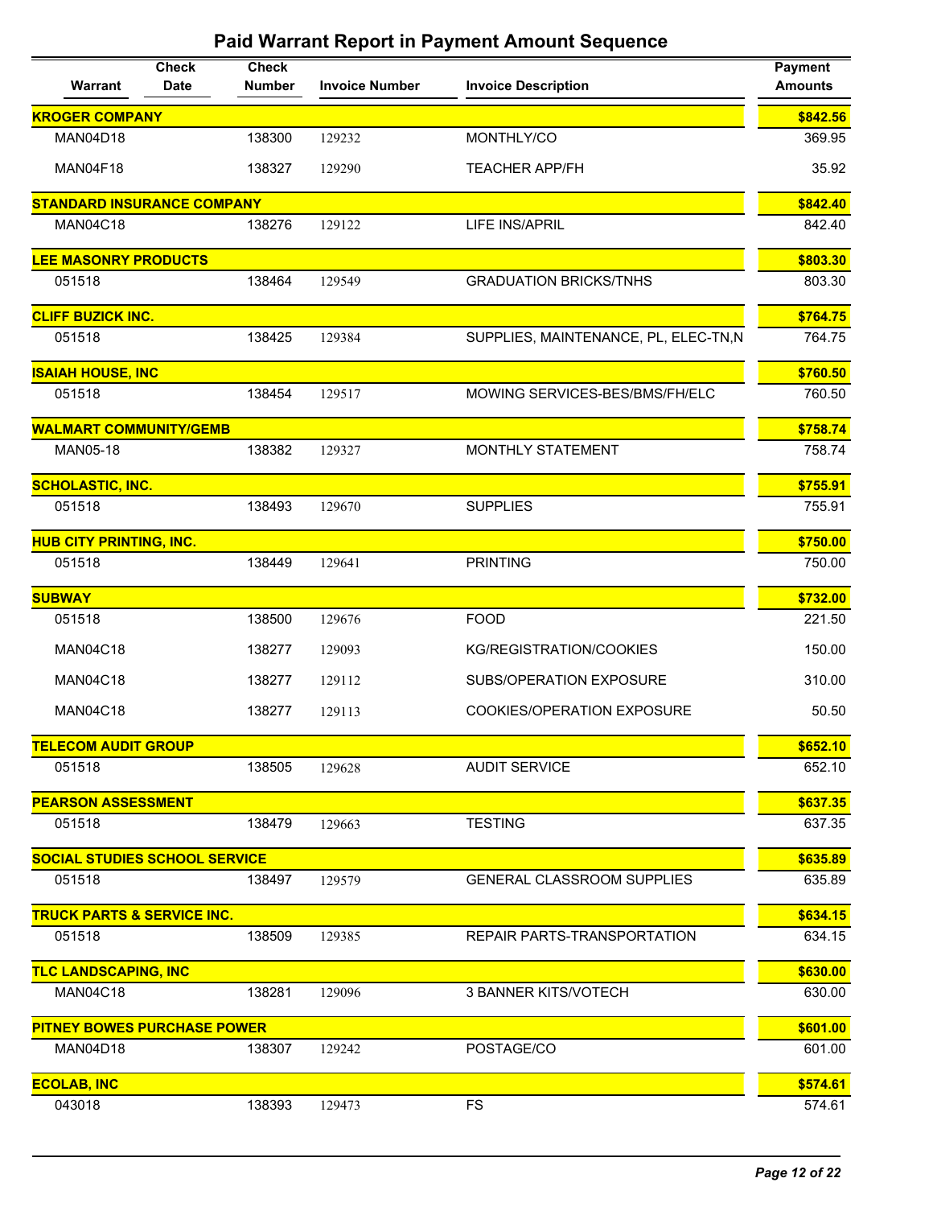# Paid Warrant Report in Payment Amount Sequence

| Warrant | Check Date | Check Number | Invoice Number | Invoice Description | Payment Amounts |
|---|---|---|---|---|---|
| **KROGER COMPANY** | | | | | **$842.56** |
| MAN04D18 | | 138300 | 129232 | MONTHLY/CO | 369.95 |
| MAN04F18 | | 138327 | 129290 | TEACHER APP/FH | 35.92 |
| **STANDARD INSURANCE COMPANY** | | | | | **$842.40** |
| MAN04C18 | | 138276 | 129122 | LIFE INS/APRIL | 842.40 |
| **LEE MASONRY PRODUCTS** | | | | | **$803.30** |
| 051518 | | 138464 | 129549 | GRADUATION BRICKS/TNHS | 803.30 |
| **CLIFF BUZICK INC.** | | | | | **$764.75** |
| 051518 | | 138425 | 129384 | SUPPLIES, MAINTENANCE, PL, ELEC-TN,N | 764.75 |
| **ISAIAH HOUSE, INC** | | | | | **$760.50** |
| 051518 | | 138454 | 129517 | MOWING SERVICES-BES/BMS/FH/ELC | 760.50 |
| **WALMART COMMUNITY/GEMB** | | | | | **$758.74** |
| MAN05-18 | | 138382 | 129327 | MONTHLY STATEMENT | 758.74 |
| **SCHOLASTIC, INC.** | | | | | **$755.91** |
| 051518 | | 138493 | 129670 | SUPPLIES | 755.91 |
| **HUB CITY PRINTING, INC.** | | | | | **$750.00** |
| 051518 | | 138449 | 129641 | PRINTING | 750.00 |
| **SUBWAY** | | | | | **$732.00** |
| 051518 | | 138500 | 129676 | FOOD | 221.50 |
| MAN04C18 | | 138277 | 129093 | KG/REGISTRATION/COOKIES | 150.00 |
| MAN04C18 | | 138277 | 129112 | SUBS/OPERATION EXPOSURE | 310.00 |
| MAN04C18 | | 138277 | 129113 | COOKIES/OPERATION EXPOSURE | 50.50 |
| **TELECOM AUDIT GROUP** | | | | | **$652.10** |
| 051518 | | 138505 | 129628 | AUDIT SERVICE | 652.10 |
| **PEARSON ASSESSMENT** | | | | | **$637.35** |
| 051518 | | 138479 | 129663 | TESTING | 637.35 |
| **SOCIAL STUDIES SCHOOL SERVICE** | | | | | **$635.89** |
| 051518 | | 138497 | 129579 | GENERAL CLASSROOM SUPPLIES | 635.89 |
| **TRUCK PARTS & SERVICE INC.** | | | | | **$634.15** |
| 051518 | | 138509 | 129385 | REPAIR PARTS-TRANSPORTATION | 634.15 |
| **TLC LANDSCAPING, INC** | | | | | **$630.00** |
| MAN04C18 | | 138281 | 129096 | 3 BANNER KITS/VOTECH | 630.00 |
| **PITNEY BOWES PURCHASE POWER** | | | | | **$601.00** |
| MAN04D18 | | 138307 | 129242 | POSTAGE/CO | 601.00 |
| **ECOLAB, INC** | | | | | **$574.61** |
| 043018 | | 138393 | 129473 | FS | 574.61 |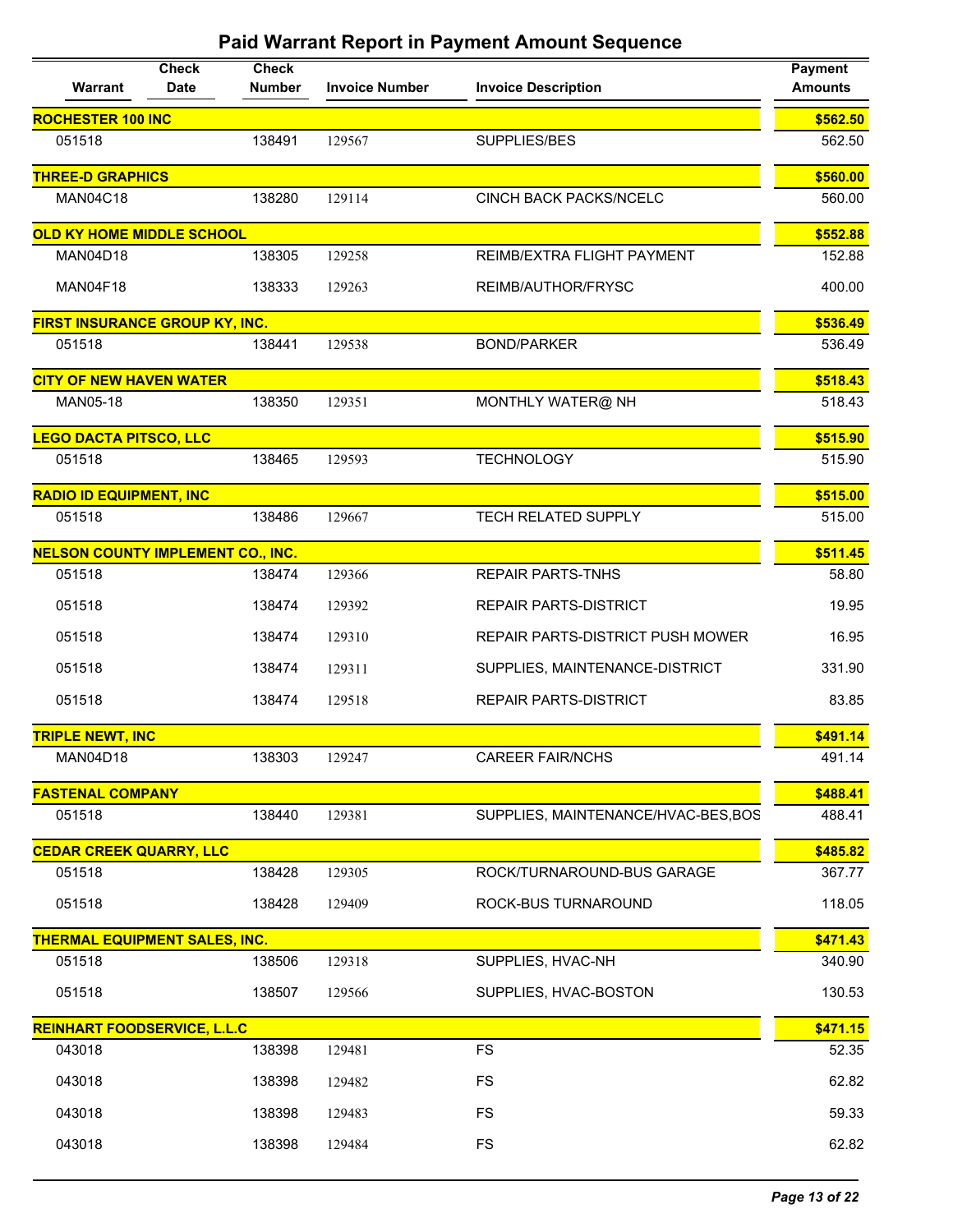# Paid Warrant Report in Payment Amount Sequence

| Warrant | Check Date | Check Number | Invoice Number | Invoice Description | Payment Amounts |
|---|---|---|---|---|---|
| **ROCHESTER 100 INC** | | | | | **$562.50** |
| 051518 | | 138491 | 129567 | SUPPLIES/BES | 562.50 |
| **THREE-D GRAPHICS** | | | | | **$560.00** |
| MAN04C18 | | 138280 | 129114 | CINCH BACK PACKS/NCELC | 560.00 |
| **OLD KY HOME MIDDLE SCHOOL** | | | | | **$552.88** |
| MAN04D18 | | 138305 | 129258 | REIMB/EXTRA FLIGHT PAYMENT | 152.88 |
| MAN04F18 | | 138333 | 129263 | REIMB/AUTHOR/FRYSC | 400.00 |
| **FIRST INSURANCE GROUP KY, INC.** | | | | | **$536.49** |
| 051518 | | 138441 | 129538 | BOND/PARKER | 536.49 |
| **CITY OF NEW HAVEN WATER** | | | | | **$518.43** |
| MAN05-18 | | 138350 | 129351 | MONTHLY WATER@ NH | 518.43 |
| **LEGO DACTA PITSCO, LLC** | | | | | **$515.90** |
| 051518 | | 138465 | 129593 | TECHNOLOGY | 515.90 |
| **RADIO ID EQUIPMENT, INC** | | | | | **$515.00** |
| 051518 | | 138486 | 129667 | TECH RELATED SUPPLY | 515.00 |
| **NELSON COUNTY IMPLEMENT CO., INC.** | | | | | **$511.45** |
| 051518 | | 138474 | 129366 | REPAIR PARTS-TNHS | 58.80 |
| 051518 | | 138474 | 129392 | REPAIR PARTS-DISTRICT | 19.95 |
| 051518 | | 138474 | 129310 | REPAIR PARTS-DISTRICT PUSH MOWER | 16.95 |
| 051518 | | 138474 | 129311 | SUPPLIES, MAINTENANCE-DISTRICT | 331.90 |
| 051518 | | 138474 | 129518 | REPAIR PARTS-DISTRICT | 83.85 |
| **TRIPLE NEWT, INC** | | | | | **$491.14** |
| MAN04D18 | | 138303 | 129247 | CAREER FAIR/NCHS | 491.14 |
| **FASTENAL COMPANY** | | | | | **$488.41** |
| 051518 | | 138440 | 129381 | SUPPLIES, MAINTENANCE/HVAC-BES,BOS | 488.41 |
| **CEDAR CREEK QUARRY, LLC** | | | | | **$485.82** |
| 051518 | | 138428 | 129305 | ROCK/TURNAROUND-BUS GARAGE | 367.77 |
| 051518 | | 138428 | 129409 | ROCK-BUS TURNAROUND | 118.05 |
| **THERMAL EQUIPMENT SALES, INC.** | | | | | **$471.43** |
| 051518 | | 138506 | 129318 | SUPPLIES, HVAC-NH | 340.90 |
| 051518 | | 138507 | 129566 | SUPPLIES, HVAC-BOSTON | 130.53 |
| **REINHART FOODSERVICE, L.L.C** | | | | | **$471.15** |
| 043018 | | 138398 | 129481 | FS | 52.35 |
| 043018 | | 138398 | 129482 | FS | 62.82 |
| 043018 | | 138398 | 129483 | FS | 59.33 |
| 043018 | | 138398 | 129484 | FS | 62.82 |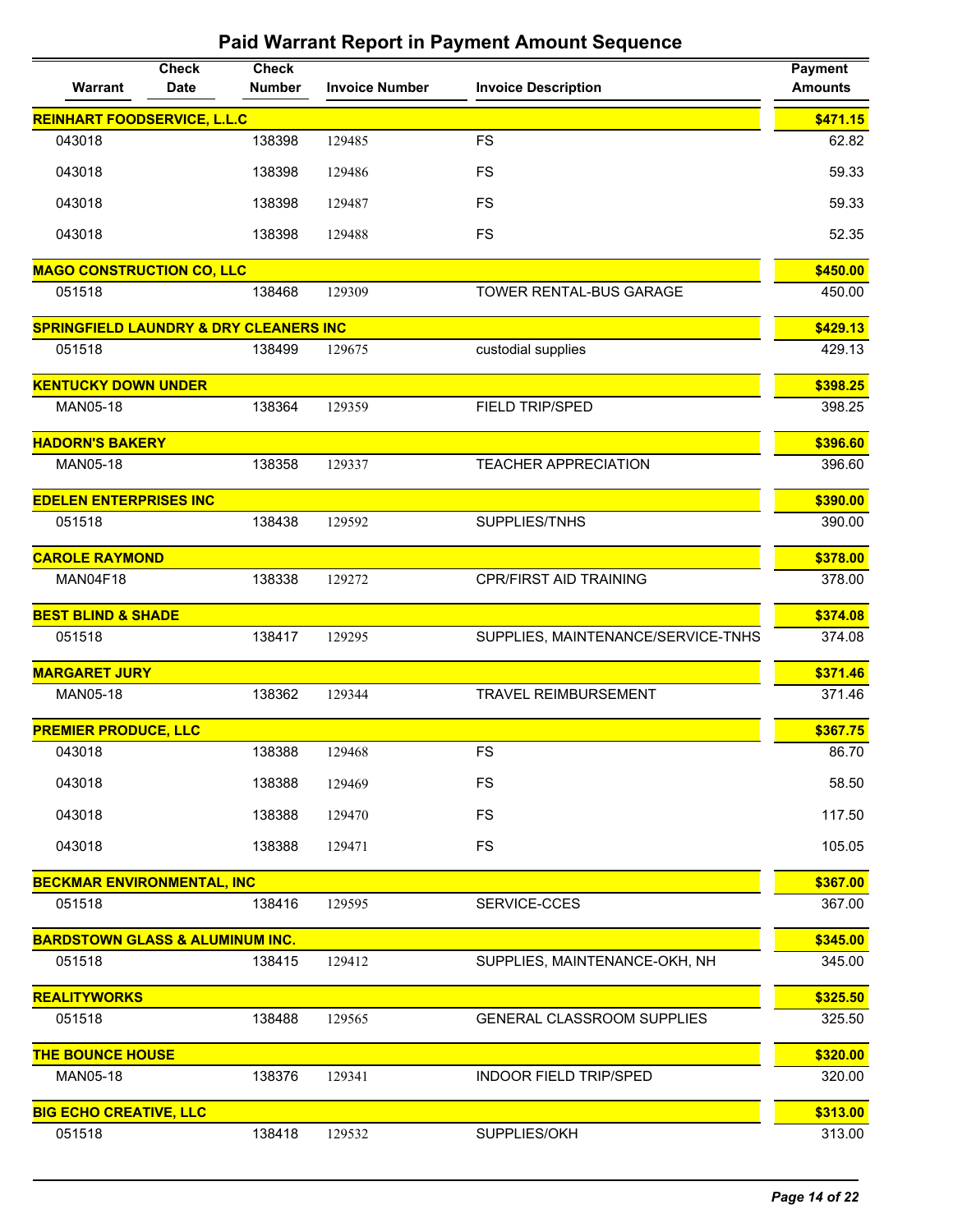## Paid Warrant Report in Payment Amount Sequence

| Warrant | Check Date | Check Number | Invoice Number | Invoice Description | Payment Amounts |
|---|---|---|---|---|---|
| **REINHART FOODSERVICE, L.L.C** | | | | | **$471.15** |
| 043018 | | 138398 | 129485 | FS | 62.82 |
| 043018 | | 138398 | 129486 | FS | 59.33 |
| 043018 | | 138398 | 129487 | FS | 59.33 |
| 043018 | | 138398 | 129488 | FS | 52.35 |
| **MAGO CONSTRUCTION CO, LLC** | | | | | **$450.00** |
| 051518 | | 138468 | 129309 | TOWER RENTAL-BUS GARAGE | 450.00 |
| **SPRINGFIELD LAUNDRY & DRY CLEANERS INC** | | | | | **$429.13** |
| 051518 | | 138499 | 129675 | custodial supplies | 429.13 |
| **KENTUCKY DOWN UNDER** | | | | | **$398.25** |
| MAN05-18 | | 138364 | 129359 | FIELD TRIP/SPED | 398.25 |
| **HADORN'S BAKERY** | | | | | **$396.60** |
| MAN05-18 | | 138358 | 129337 | TEACHER APPRECIATION | 396.60 |
| **EDELEN ENTERPRISES INC** | | | | | **$390.00** |
| 051518 | | 138438 | 129592 | SUPPLIES/TNHS | 390.00 |
| **CAROLE RAYMOND** | | | | | **$378.00** |
| MAN04F18 | | 138338 | 129272 | CPR/FIRST AID TRAINING | 378.00 |
| **BEST BLIND & SHADE** | | | | | **$374.08** |
| 051518 | | 138417 | 129295 | SUPPLIES, MAINTENANCE/SERVICE-TNHS | 374.08 |
| **MARGARET JURY** | | | | | **$371.46** |
| MAN05-18 | | 138362 | 129344 | TRAVEL REIMBURSEMENT | 371.46 |
| **PREMIER PRODUCE, LLC** | | | | | **$367.75** |
| 043018 | | 138388 | 129468 | FS | 86.70 |
| 043018 | | 138388 | 129469 | FS | 58.50 |
| 043018 | | 138388 | 129470 | FS | 117.50 |
| 043018 | | 138388 | 129471 | FS | 105.05 |
| **BECKMAR ENVIRONMENTAL, INC** | | | | | **$367.00** |
| 051518 | | 138416 | 129595 | SERVICE-CCES | 367.00 |
| **BARDSTOWN GLASS & ALUMINUM INC.** | | | | | **$345.00** |
| 051518 | | 138415 | 129412 | SUPPLIES, MAINTENANCE-OKH, NH | 345.00 |
| **REALITYWORKS** | | | | | **$325.50** |
| 051518 | | 138488 | 129565 | GENERAL CLASSROOM SUPPLIES | 325.50 |
| **THE BOUNCE HOUSE** | | | | | **$320.00** |
| MAN05-18 | | 138376 | 129341 | INDOOR FIELD TRIP/SPED | 320.00 |
| **BIG ECHO CREATIVE, LLC** | | | | | **$313.00** |
| 051518 | | 138418 | 129532 | SUPPLIES/OKH | 313.00 |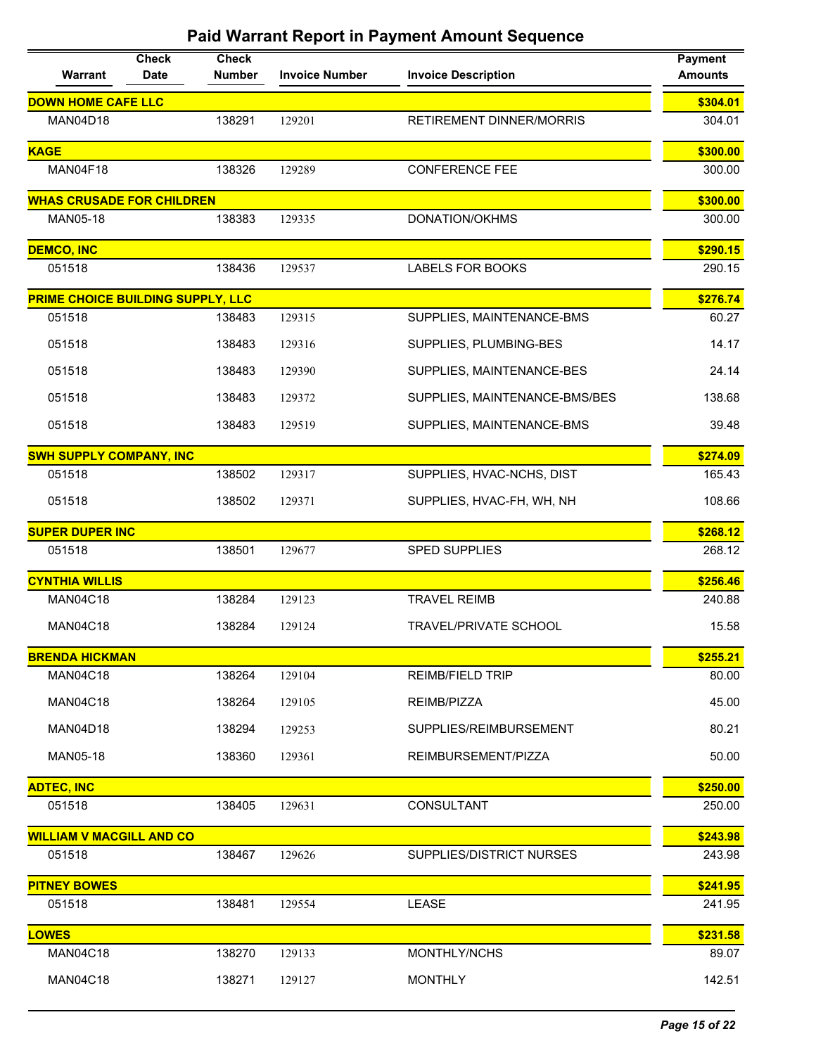# Paid Warrant Report in Payment Amount Sequence

| Warrant | Check Date | Check Number | Invoice Number | Invoice Description | Payment Amounts |
|---|---|---|---|---|---|
| **DOWN HOME CAFE LLC** | | | | | **$304.01** |
| MAN04D18 | | 138291 | 129201 | RETIREMENT DINNER/MORRIS | 304.01 |
| **KAGE** | | | | | **$300.00** |
| MAN04F18 | | 138326 | 129289 | CONFERENCE FEE | 300.00 |
| **WHAS CRUSADE FOR CHILDREN** | | | | | **$300.00** |
| MAN05-18 | | 138383 | 129335 | DONATION/OKHMS | 300.00 |
| **DEMCO, INC** | | | | | **$290.15** |
| 051518 | | 138436 | 129537 | LABELS FOR BOOKS | 290.15 |
| **PRIME CHOICE BUILDING SUPPLY, LLC** | | | | | **$276.74** |
| 051518 | | 138483 | 129315 | SUPPLIES, MAINTENANCE-BMS | 60.27 |
| 051518 | | 138483 | 129316 | SUPPLIES, PLUMBING-BES | 14.17 |
| 051518 | | 138483 | 129390 | SUPPLIES, MAINTENANCE-BES | 24.14 |
| 051518 | | 138483 | 129372 | SUPPLIES, MAINTENANCE-BMS/BES | 138.68 |
| 051518 | | 138483 | 129519 | SUPPLIES, MAINTENANCE-BMS | 39.48 |
| **SWH SUPPLY COMPANY, INC** | | | | | **$274.09** |
| 051518 | | 138502 | 129317 | SUPPLIES, HVAC-NCHS, DIST | 165.43 |
| 051518 | | 138502 | 129371 | SUPPLIES, HVAC-FH, WH, NH | 108.66 |
| **SUPER DUPER INC** | | | | | **$268.12** |
| 051518 | | 138501 | 129677 | SPED SUPPLIES | 268.12 |
| **CYNTHIA WILLIS** | | | | | **$256.46** |
| MAN04C18 | | 138284 | 129123 | TRAVEL REIMB | 240.88 |
| MAN04C18 | | 138284 | 129124 | TRAVEL/PRIVATE SCHOOL | 15.58 |
| **BRENDA HICKMAN** | | | | | **$255.21** |
| MAN04C18 | | 138264 | 129104 | REIMB/FIELD TRIP | 80.00 |
| MAN04C18 | | 138264 | 129105 | REIMB/PIZZA | 45.00 |
| MAN04D18 | | 138294 | 129253 | SUPPLIES/REIMBURSEMENT | 80.21 |
| MAN05-18 | | 138360 | 129361 | REIMBURSEMENT/PIZZA | 50.00 |
| **ADTEC, INC** | | | | | **$250.00** |
| 051518 | | 138405 | 129631 | CONSULTANT | 250.00 |
| **WILLIAM V MACGILL AND CO** | | | | | **$243.98** |
| 051518 | | 138467 | 129626 | SUPPLIES/DISTRICT NURSES | 243.98 |
| **PITNEY BOWES** | | | | | **$241.95** |
| 051518 | | 138481 | 129554 | LEASE | 241.95 |
| **LOWES** | | | | | **$231.58** |
| MAN04C18 | | 138270 | 129133 | MONTHLY/NCHS | 89.07 |
| MAN04C18 | | 138271 | 129127 | MONTHLY | 142.51 |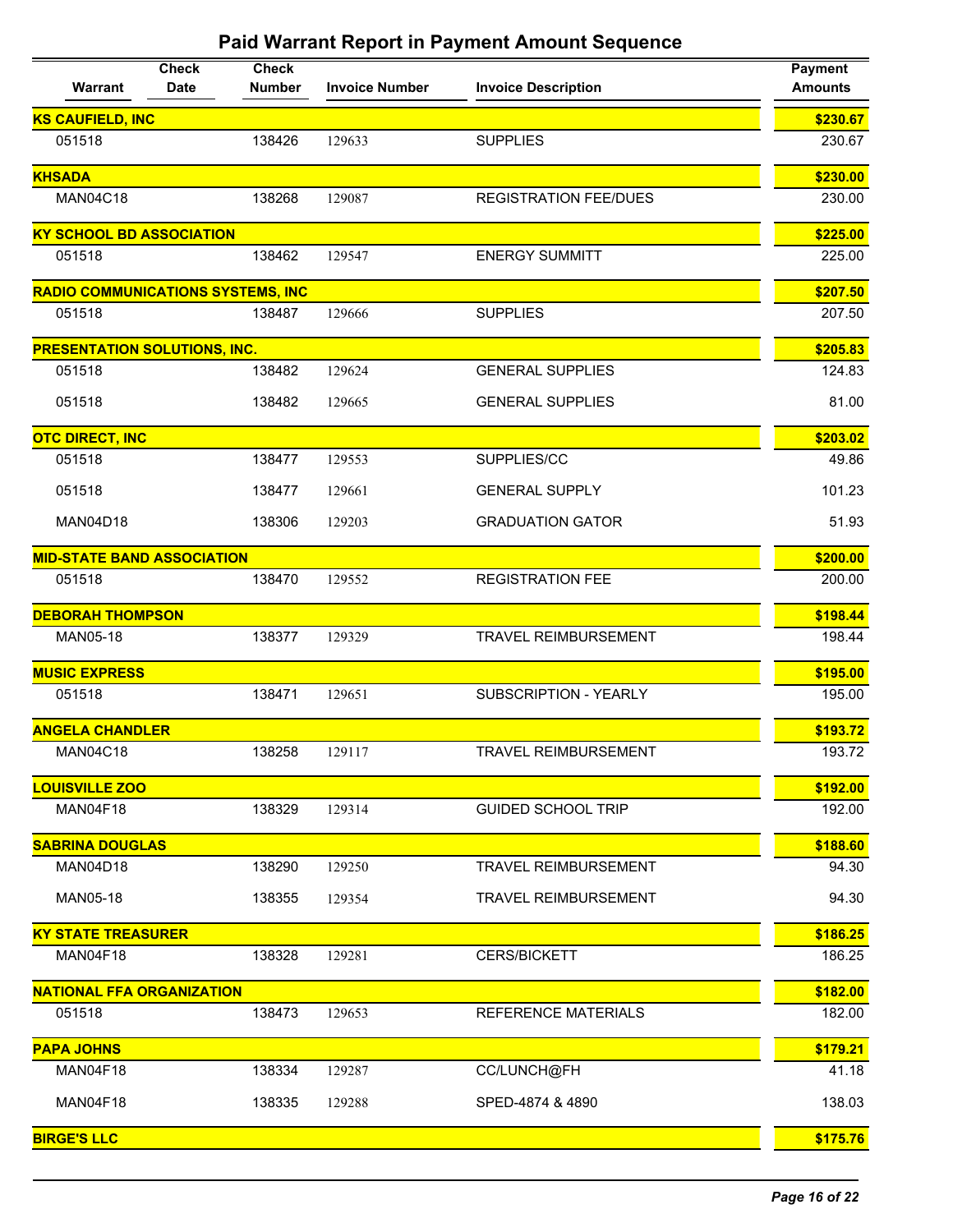# Paid Warrant Report in Payment Amount Sequence

| Warrant | Check Date | Check Number | Invoice Number | Invoice Description | Payment Amounts |
|---|---|---|---|---|---|
| **KS CAUFIELD, INC** | | | | | **$230.67** |
| 051518 | | 138426 | 129633 | SUPPLIES | 230.67 |
| **KHSADA** | | | | | **$230.00** |
| MAN04C18 | | 138268 | 129087 | REGISTRATION FEE/DUES | 230.00 |
| **KY SCHOOL BD ASSOCIATION** | | | | | **$225.00** |
| 051518 | | 138462 | 129547 | ENERGY SUMMITT | 225.00 |
| **RADIO COMMUNICATIONS SYSTEMS, INC** | | | | | **$207.50** |
| 051518 | | 138487 | 129666 | SUPPLIES | 207.50 |
| **PRESENTATION SOLUTIONS, INC.** | | | | | **$205.83** |
| 051518 | | 138482 | 129624 | GENERAL SUPPLIES | 124.83 |
| 051518 | | 138482 | 129665 | GENERAL SUPPLIES | 81.00 |
| **OTC DIRECT, INC** | | | | | **$203.02** |
| 051518 | | 138477 | 129553 | SUPPLIES/CC | 49.86 |
| 051518 | | 138477 | 129661 | GENERAL SUPPLY | 101.23 |
| MAN04D18 | | 138306 | 129203 | GRADUATION GATOR | 51.93 |
| **MID-STATE BAND ASSOCIATION** | | | | | **$200.00** |
| 051518 | | 138470 | 129552 | REGISTRATION FEE | 200.00 |
| **DEBORAH THOMPSON** | | | | | **$198.44** |
| MAN05-18 | | 138377 | 129329 | TRAVEL REIMBURSEMENT | 198.44 |
| **MUSIC EXPRESS** | | | | | **$195.00** |
| 051518 | | 138471 | 129651 | SUBSCRIPTION - YEARLY | 195.00 |
| **ANGELA CHANDLER** | | | | | **$193.72** |
| MAN04C18 | | 138258 | 129117 | TRAVEL REIMBURSEMENT | 193.72 |
| **LOUISVILLE ZOO** | | | | | **$192.00** |
| MAN04F18 | | 138329 | 129314 | GUIDED SCHOOL TRIP | 192.00 |
| **SABRINA DOUGLAS** | | | | | **$188.60** |
| MAN04D18 | | 138290 | 129250 | TRAVEL REIMBURSEMENT | 94.30 |
| MAN05-18 | | 138355 | 129354 | TRAVEL REIMBURSEMENT | 94.30 |
| **KY STATE TREASURER** | | | | | **$186.25** |
| MAN04F18 | | 138328 | 129281 | CERS/BICKETT | 186.25 |
| **NATIONAL FFA ORGANIZATION** | | | | | **$182.00** |
| 051518 | | 138473 | 129653 | REFERENCE MATERIALS | 182.00 |
| **PAPA JOHNS** | | | | | **$179.21** |
| MAN04F18 | | 138334 | 129287 | CC/LUNCH@FH | 41.18 |
| MAN04F18 | | 138335 | 129288 | SPED-4874 & 4890 | 138.03 |
| **BIRGE'S LLC** | | | | | **$175.76** |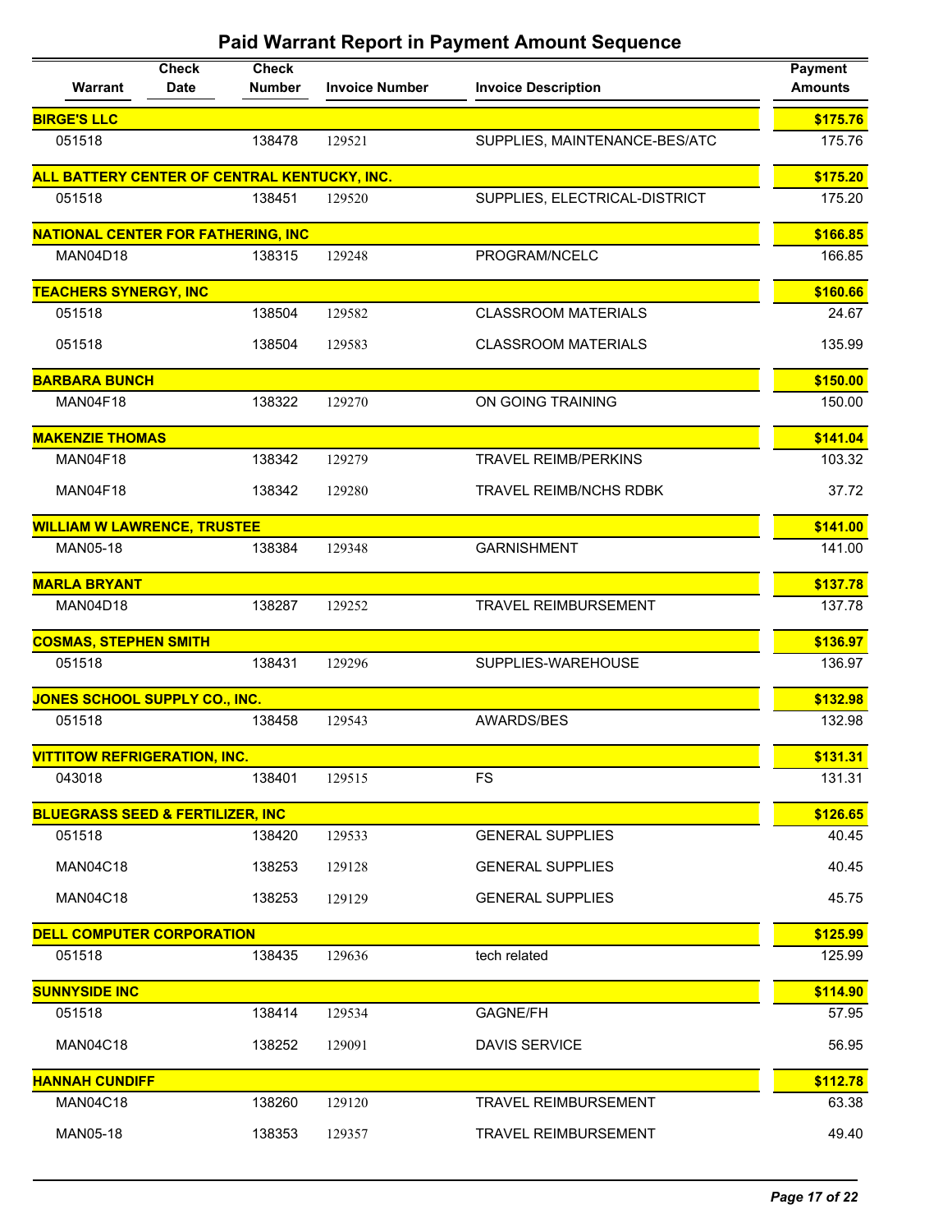# Paid Warrant Report in Payment Amount Sequence

| Warrant | Check Date | Check Number | Invoice Number | Invoice Description | Payment Amounts |
|---|---|---|---|---|---|
| **BIRGE'S LLC** | | | | | **$175.76** |
| 051518 | | 138478 | 129521 | SUPPLIES, MAINTENANCE-BES/ATC | 175.76 |
| **ALL BATTERY CENTER OF CENTRAL KENTUCKY, INC.** | | | | | **$175.20** |
| 051518 | | 138451 | 129520 | SUPPLIES, ELECTRICAL-DISTRICT | 175.20 |
| **NATIONAL CENTER FOR FATHERING, INC** | | | | | **$166.85** |
| MAN04D18 | | 138315 | 129248 | PROGRAM/NCELC | 166.85 |
| **TEACHERS SYNERGY, INC** | | | | | **$160.66** |
| 051518 | | 138504 | 129582 | CLASSROOM MATERIALS | 24.67 |
| 051518 | | 138504 | 129583 | CLASSROOM MATERIALS | 135.99 |
| **BARBARA BUNCH** | | | | | **$150.00** |
| MAN04F18 | | 138322 | 129270 | ON GOING TRAINING | 150.00 |
| **MAKENZIE THOMAS** | | | | | **$141.04** |
| MAN04F18 | | 138342 | 129279 | TRAVEL REIMB/PERKINS | 103.32 |
| MAN04F18 | | 138342 | 129280 | TRAVEL REIMB/NCHS RDBK | 37.72 |
| **WILLIAM W LAWRENCE, TRUSTEE** | | | | | **$141.00** |
| MAN05-18 | | 138384 | 129348 | GARNISHMENT | 141.00 |
| **MARLA BRYANT** | | | | | **$137.78** |
| MAN04D18 | | 138287 | 129252 | TRAVEL REIMBURSEMENT | 137.78 |
| **COSMAS, STEPHEN SMITH** | | | | | **$136.97** |
| 051518 | | 138431 | 129296 | SUPPLIES-WAREHOUSE | 136.97 |
| **JONES SCHOOL SUPPLY CO., INC.** | | | | | **$132.98** |
| 051518 | | 138458 | 129543 | AWARDS/BES | 132.98 |
| **VITTITOW REFRIGERATION, INC.** | | | | | **$131.31** |
| 043018 | | 138401 | 129515 | FS | 131.31 |
| **BLUEGRASS SEED & FERTILIZER, INC** | | | | | **$126.65** |
| 051518 | | 138420 | 129533 | GENERAL SUPPLIES | 40.45 |
| MAN04C18 | | 138253 | 129128 | GENERAL SUPPLIES | 40.45 |
| MAN04C18 | | 138253 | 129129 | GENERAL SUPPLIES | 45.75 |
| **DELL COMPUTER CORPORATION** | | | | | **$125.99** |
| 051518 | | 138435 | 129636 | tech related | 125.99 |
| **SUNNYSIDE INC** | | | | | **$114.90** |
| 051518 | | 138414 | 129534 | GAGNE/FH | 57.95 |
| MAN04C18 | | 138252 | 129091 | DAVIS SERVICE | 56.95 |
| **HANNAH CUNDIFF** | | | | | **$112.78** |
| MAN04C18 | | 138260 | 129120 | TRAVEL REIMBURSEMENT | 63.38 |
| MAN05-18 | | 138353 | 129357 | TRAVEL REIMBURSEMENT | 49.40 |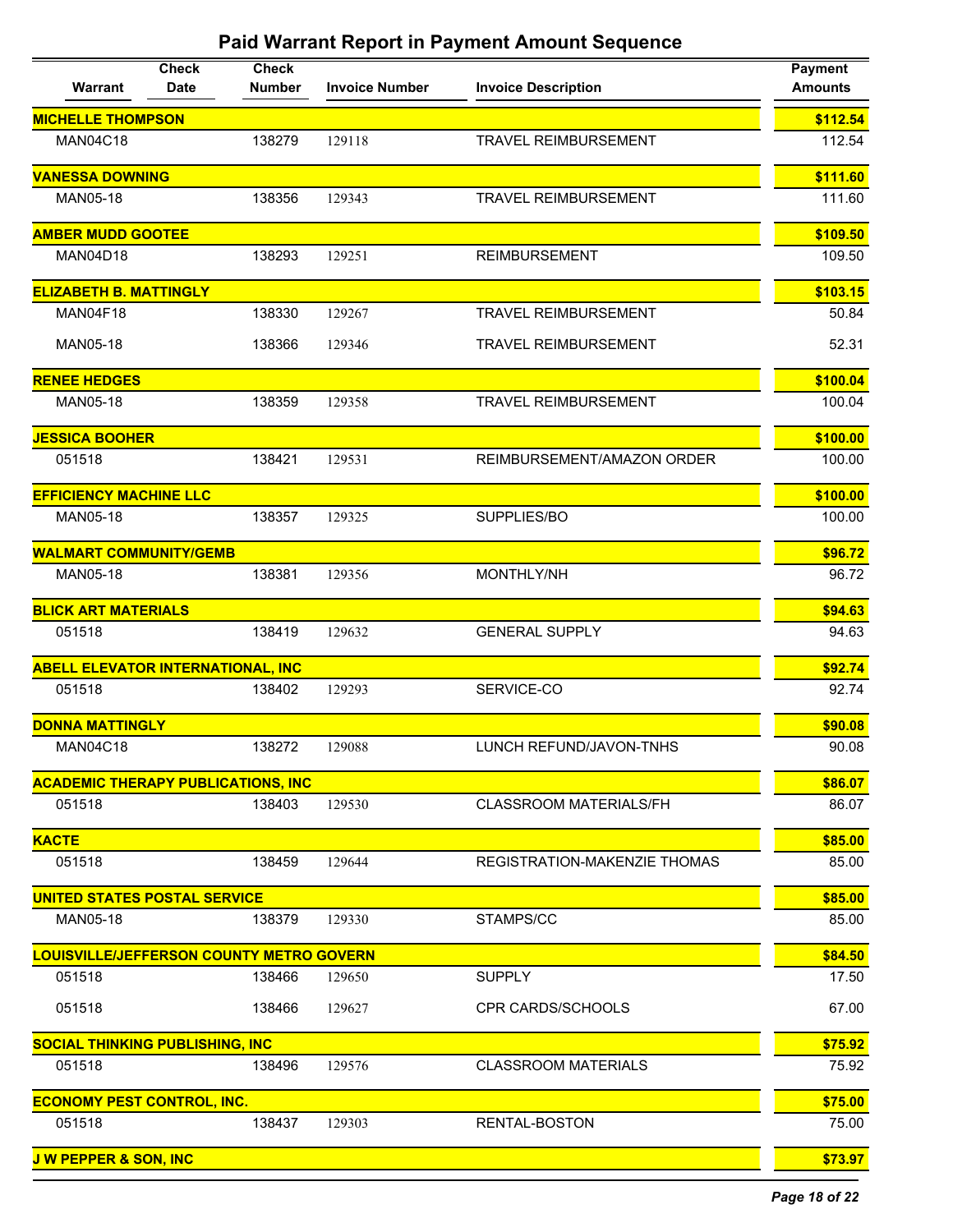## Paid Warrant Report in Payment Amount Sequence

| Warrant | Check Date | Check Number | Invoice Number | Invoice Description | Payment Amounts |
|---|---|---|---|---|---|
| **MICHELLE THOMPSON** | | | | | **$112.54** |
| MAN04C18 | | 138279 | 129118 | TRAVEL REIMBURSEMENT | 112.54 |
| **VANESSA DOWNING** | | | | | **$111.60** |
| MAN05-18 | | 138356 | 129343 | TRAVEL REIMBURSEMENT | 111.60 |
| **AMBER MUDD GOOTEE** | | | | | **$109.50** |
| MAN04D18 | | 138293 | 129251 | REIMBURSEMENT | 109.50 |
| **ELIZABETH B. MATTINGLY** | | | | | **$103.15** |
| MAN04F18 | | 138330 | 129267 | TRAVEL REIMBURSEMENT | 50.84 |
| MAN05-18 | | 138366 | 129346 | TRAVEL REIMBURSEMENT | 52.31 |
| **RENEE HEDGES** | | | | | **$100.04** |
| MAN05-18 | | 138359 | 129358 | TRAVEL REIMBURSEMENT | 100.04 |
| **JESSICA BOOHER** | | | | | **$100.00** |
| 051518 | | 138421 | 129531 | REIMBURSEMENT/AMAZON ORDER | 100.00 |
| **EFFICIENCY MACHINE LLC** | | | | | **$100.00** |
| MAN05-18 | | 138357 | 129325 | SUPPLIES/BO | 100.00 |
| **WALMART COMMUNITY/GEMB** | | | | | **$96.72** |
| MAN05-18 | | 138381 | 129356 | MONTHLY/NH | 96.72 |
| **BLICK ART MATERIALS** | | | | | **$94.63** |
| 051518 | | 138419 | 129632 | GENERAL SUPPLY | 94.63 |
| **ABELL ELEVATOR INTERNATIONAL, INC** | | | | | **$92.74** |
| 051518 | | 138402 | 129293 | SERVICE-CO | 92.74 |
| **DONNA MATTINGLY** | | | | | **$90.08** |
| MAN04C18 | | 138272 | 129088 | LUNCH REFUND/JAVON-TNHS | 90.08 |
| **ACADEMIC THERAPY PUBLICATIONS, INC** | | | | | **$86.07** |
| 051518 | | 138403 | 129530 | CLASSROOM MATERIALS/FH | 86.07 |
| **KACTE** | | | | | **$85.00** |
| 051518 | | 138459 | 129644 | REGISTRATION-MAKENZIE THOMAS | 85.00 |
| **UNITED STATES POSTAL SERVICE** | | | | | **$85.00** |
| MAN05-18 | | 138379 | 129330 | STAMPS/CC | 85.00 |
| **LOUISVILLE/JEFFERSON COUNTY METRO GOVERN** | | | | | **$84.50** |
| 051518 | | 138466 | 129650 | SUPPLY | 17.50 |
| 051518 | | 138466 | 129627 | CPR CARDS/SCHOOLS | 67.00 |
| **SOCIAL THINKING PUBLISHING, INC** | | | | | **$75.92** |
| 051518 | | 138496 | 129576 | CLASSROOM MATERIALS | 75.92 |
| **ECONOMY PEST CONTROL, INC.** | | | | | **$75.00** |
| 051518 | | 138437 | 129303 | RENTAL-BOSTON | 75.00 |
| **J W PEPPER & SON, INC** | | | | | **$73.97** |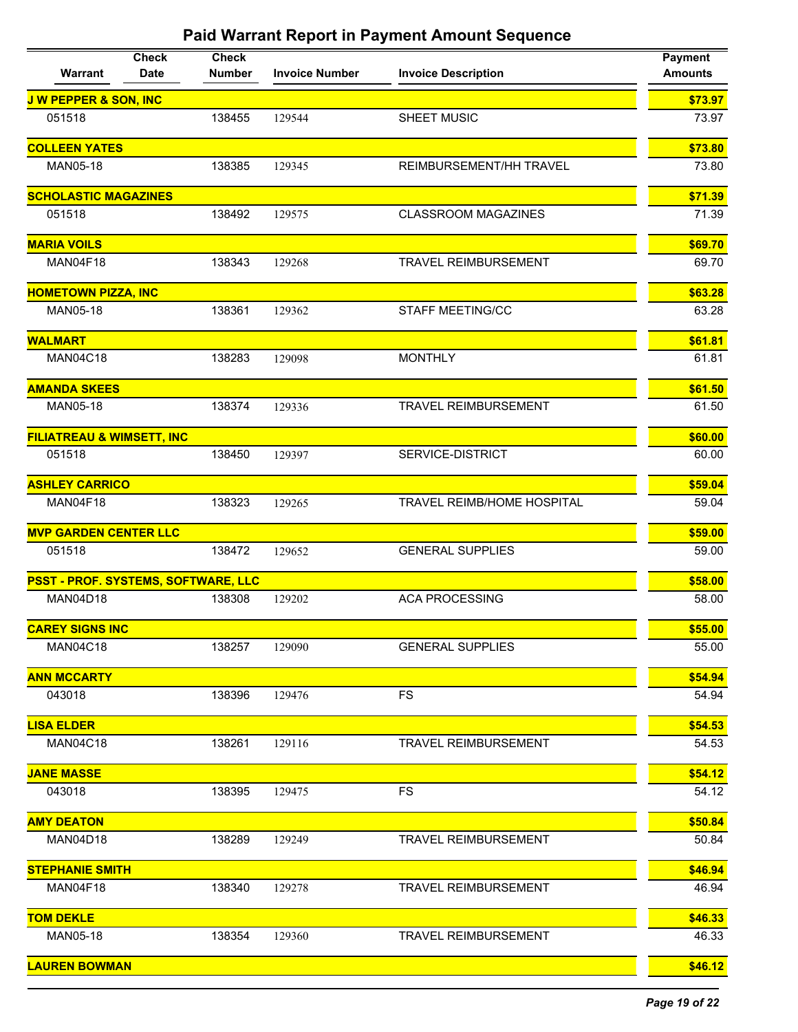# Paid Warrant Report in Payment Amount Sequence

| Warrant | Check Date | Check Number | Invoice Number | Invoice Description | Payment Amounts |
|---|---|---|---|---|---|
| **J W PEPPER & SON, INC** | | | | | **$73.97** |
| 051518 | | 138455 | 129544 | SHEET MUSIC | 73.97 |
| **COLLEEN YATES** | | | | | **$73.80** |
| MAN05-18 | | 138385 | 129345 | REIMBURSEMENT/HH TRAVEL | 73.80 |
| **SCHOLASTIC MAGAZINES** | | | | | **$71.39** |
| 051518 | | 138492 | 129575 | CLASSROOM MAGAZINES | 71.39 |
| **MARIA VOILS** | | | | | **$69.70** |
| MAN04F18 | | 138343 | 129268 | TRAVEL REIMBURSEMENT | 69.70 |
| **HOMETOWN PIZZA, INC** | | | | | **$63.28** |
| MAN05-18 | | 138361 | 129362 | STAFF MEETING/CC | 63.28 |
| **WALMART** | | | | | **$61.81** |
| MAN04C18 | | 138283 | 129098 | MONTHLY | 61.81 |
| **AMANDA SKEES** | | | | | **$61.50** |
| MAN05-18 | | 138374 | 129336 | TRAVEL REIMBURSEMENT | 61.50 |
| **FILIATREAU & WIMSETT, INC** | | | | | **$60.00** |
| 051518 | | 138450 | 129397 | SERVICE-DISTRICT | 60.00 |
| **ASHLEY CARRICO** | | | | | **$59.04** |
| MAN04F18 | | 138323 | 129265 | TRAVEL REIMB/HOME HOSPITAL | 59.04 |
| **MVP GARDEN CENTER LLC** | | | | | **$59.00** |
| 051518 | | 138472 | 129652 | GENERAL SUPPLIES | 59.00 |
| **PSST - PROF. SYSTEMS, SOFTWARE, LLC** | | | | | **$58.00** |
| MAN04D18 | | 138308 | 129202 | ACA PROCESSING | 58.00 |
| **CAREY SIGNS INC** | | | | | **$55.00** |
| MAN04C18 | | 138257 | 129090 | GENERAL SUPPLIES | 55.00 |
| **ANN MCCARTY** | | | | | **$54.94** |
| 043018 | | 138396 | 129476 | FS | 54.94 |
| **LISA ELDER** | | | | | **$54.53** |
| MAN04C18 | | 138261 | 129116 | TRAVEL REIMBURSEMENT | 54.53 |
| **JANE MASSE** | | | | | **$54.12** |
| 043018 | | 138395 | 129475 | FS | 54.12 |
| **AMY DEATON** | | | | | **$50.84** |
| MAN04D18 | | 138289 | 129249 | TRAVEL REIMBURSEMENT | 50.84 |
| **STEPHANIE SMITH** | | | | | **$46.94** |
| MAN04F18 | | 138340 | 129278 | TRAVEL REIMBURSEMENT | 46.94 |
| **TOM DEKLE** | | | | | **$46.33** |
| MAN05-18 | | 138354 | 129360 | TRAVEL REIMBURSEMENT | 46.33 |
| **LAUREN BOWMAN** | | | | | **$46.12** |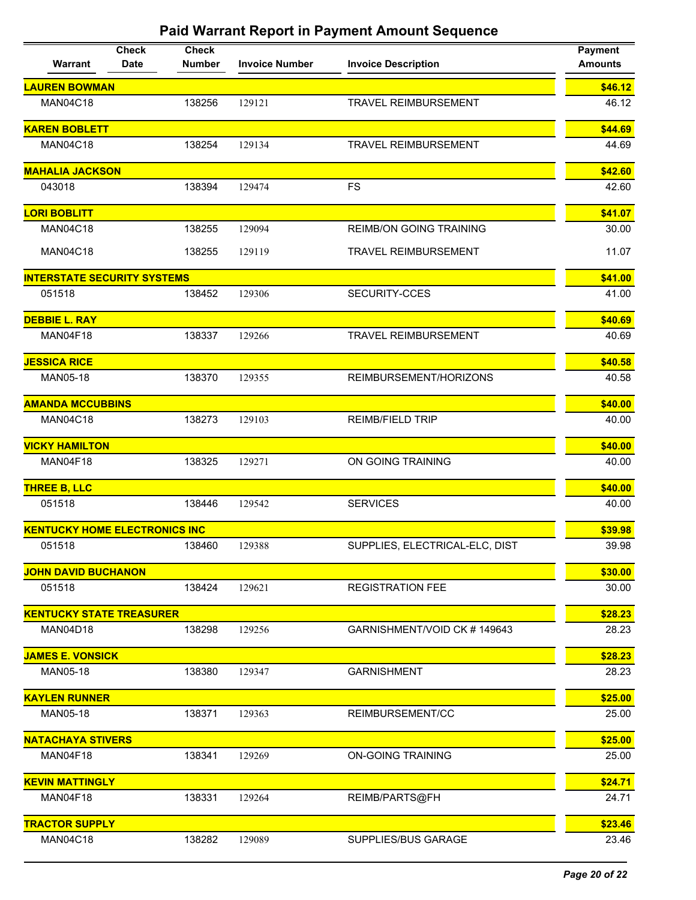# Paid Warrant Report in Payment Amount Sequence

| Warrant | Check Date | Check Number | Invoice Number | Invoice Description | Payment Amounts |
|---|---|---|---|---|---|
| **LAUREN BOWMAN** | | | | | **$46.12** |
| MAN04C18 | | 138256 | 129121 | TRAVEL REIMBURSEMENT | 46.12 |
| **KAREN BOBLETT** | | | | | **$44.69** |
| MAN04C18 | | 138254 | 129134 | TRAVEL REIMBURSEMENT | 44.69 |
| **MAHALIA JACKSON** | | | | | **$42.60** |
| 043018 | | 138394 | 129474 | FS | 42.60 |
| **LORI BOBLITT** | | | | | **$41.07** |
| MAN04C18 | | 138255 | 129094 | REIMB/ON GOING TRAINING | 30.00 |
| MAN04C18 | | 138255 | 129119 | TRAVEL REIMBURSEMENT | 11.07 |
| **INTERSTATE SECURITY SYSTEMS** | | | | | **$41.00** |
| 051518 | | 138452 | 129306 | SECURITY-CCES | 41.00 |
| **DEBBIE L. RAY** | | | | | **$40.69** |
| MAN04F18 | | 138337 | 129266 | TRAVEL REIMBURSEMENT | 40.69 |
| **JESSICA RICE** | | | | | **$40.58** |
| MAN05-18 | | 138370 | 129355 | REIMBURSEMENT/HORIZONS | 40.58 |
| **AMANDA MCCUBBINS** | | | | | **$40.00** |
| MAN04C18 | | 138273 | 129103 | REIMB/FIELD TRIP | 40.00 |
| **VICKY HAMILTON** | | | | | **$40.00** |
| MAN04F18 | | 138325 | 129271 | ON GOING TRAINING | 40.00 |
| **THREE B, LLC** | | | | | **$40.00** |
| 051518 | | 138446 | 129542 | SERVICES | 40.00 |
| **KENTUCKY HOME ELECTRONICS INC** | | | | | **$39.98** |
| 051518 | | 138460 | 129388 | SUPPLIES, ELECTRICAL-ELC, DIST | 39.98 |
| **JOHN DAVID BUCHANON** | | | | | **$30.00** |
| 051518 | | 138424 | 129621 | REGISTRATION FEE | 30.00 |
| **KENTUCKY STATE TREASURER** | | | | | **$28.23** |
| MAN04D18 | | 138298 | 129256 | GARNISHMENT/VOID CK # 149643 | 28.23 |
| **JAMES E. VONSICK** | | | | | **$28.23** |
| MAN05-18 | | 138380 | 129347 | GARNISHMENT | 28.23 |
| **KAYLEN RUNNER** | | | | | **$25.00** |
| MAN05-18 | | 138371 | 129363 | REIMBURSEMENT/CC | 25.00 |
| **NATACHAYA STIVERS** | | | | | **$25.00** |
| MAN04F18 | | 138341 | 129269 | ON-GOING TRAINING | 25.00 |
| **KEVIN MATTINGLY** | | | | | **$24.71** |
| MAN04F18 | | 138331 | 129264 | REIMB/PARTS@FH | 24.71 |
| **TRACTOR SUPPLY** | | | | | **$23.46** |
| MAN04C18 | | 138282 | 129089 | SUPPLIES/BUS GARAGE | 23.46 |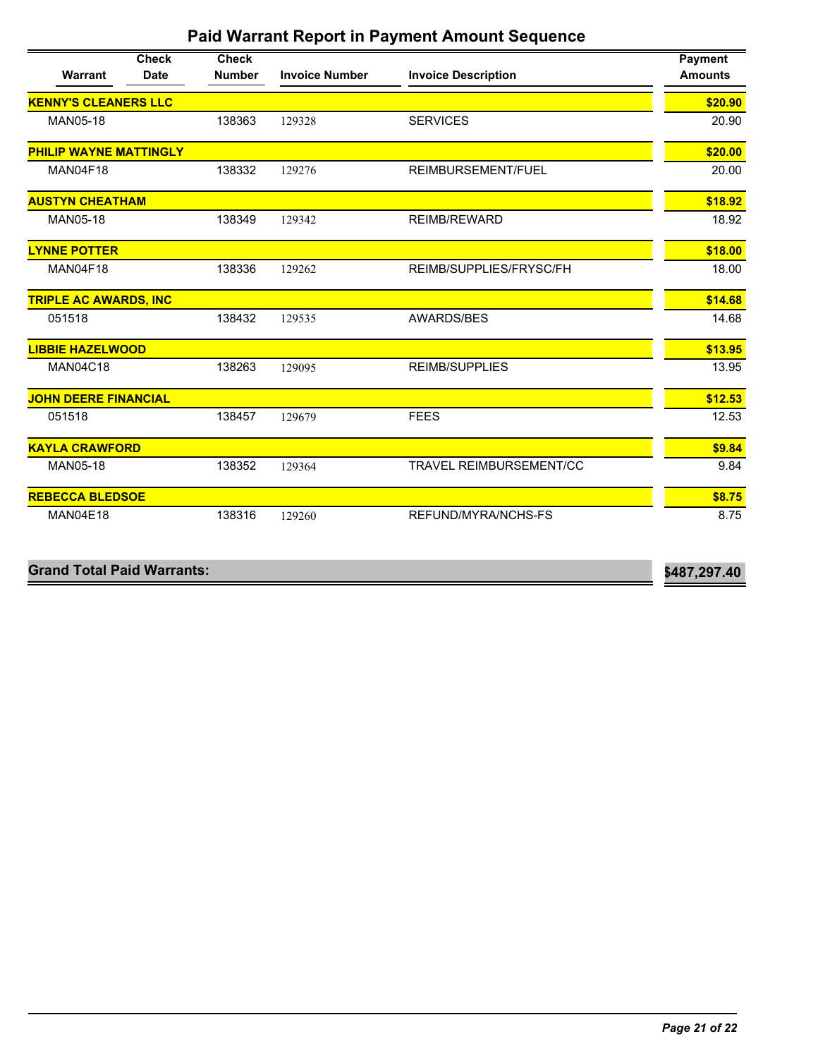## Paid Warrant Report in Payment Amount Sequence

| Warrant | Check Date | Check Number | Invoice Number | Invoice Description | Payment Amounts |
|---|---|---|---|---|---|
| **KENNY'S CLEANERS LLC** | | | | | **$20.90** |
| MAN05-18 | | 138363 | 129328 | SERVICES | 20.90 |
| **PHILIP WAYNE MATTINGLY** | | | | | **$20.00** |
| MAN04F18 | | 138332 | 129276 | REIMBURSEMENT/FUEL | 20.00 |
| **AUSTYN CHEATHAM** | | | | | **$18.92** |
| MAN05-18 | | 138349 | 129342 | REIMB/REWARD | 18.92 |
| **LYNNE POTTER** | | | | | **$18.00** |
| MAN04F18 | | 138336 | 129262 | REIMB/SUPPLIES/FRYSC/FH | 18.00 |
| **TRIPLE AC AWARDS, INC** | | | | | **$14.68** |
| 051518 | | 138432 | 129535 | AWARDS/BES | 14.68 |
| **LIBBIE HAZELWOOD** | | | | | **$13.95** |
| MAN04C18 | | 138263 | 129095 | REIMB/SUPPLIES | 13.95 |
| **JOHN DEERE FINANCIAL** | | | | | **$12.53** |
| 051518 | | 138457 | 129679 | FEES | 12.53 |
| **KAYLA CRAWFORD** | | | | | **$9.84** |
| MAN05-18 | | 138352 | 129364 | TRAVEL REIMBURSEMENT/CC | 9.84 |
| **REBECCA BLEDSOE** | | | | | **$8.75** |
| MAN04E18 | | 138316 | 129260 | REFUND/MYRA/NCHS-FS | 8.75 |

| **Grand Total Paid Warrants:** | **$487,297.40** |
|---|---|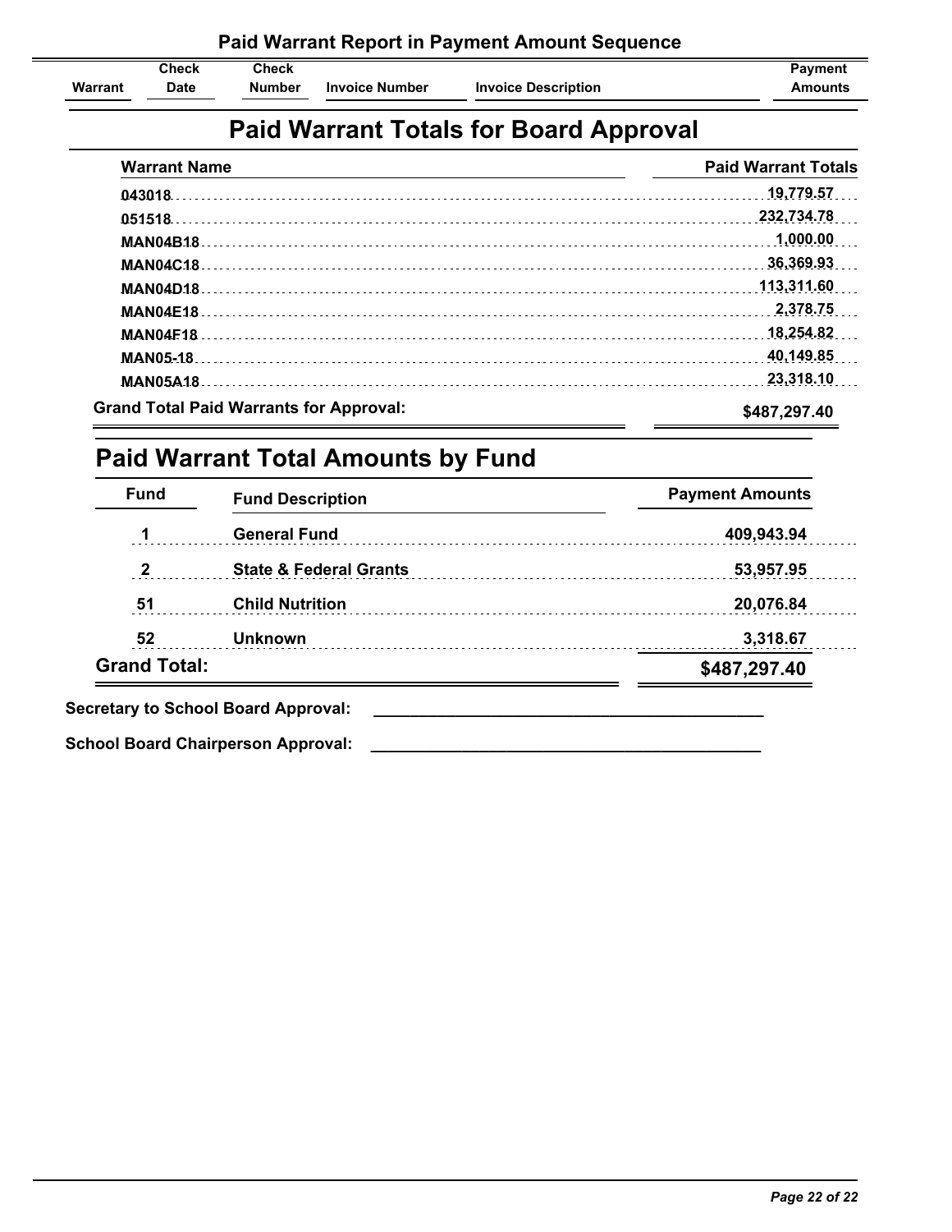## Paid Warrant Report in Payment Amount Sequence

| Warrant | Check Date | Check Number | Invoice Number | Invoice Description | Payment Amounts |
|---|---|---|---|---|---|

# Paid Warrant Totals for Board Approval

| Warrant Name | Paid Warrant Totals |
|---|---|
| 043018 | 19,779.57 |
| 051518 | 232,734.78 |
| MAN04B18 | 1,000.00 |
| MAN04C18 | 36,369.93 |
| MAN04D18 | 113,311.60 |
| MAN04E18 | 2,378.75 |
| MAN04F18 | 18,254.82 |
| MAN05-18 | 40,149.85 |
| MAN05A18 | 23,318.10 |
| **Grand Total Paid Warrants for Approval:** | **$487,297.40** |

# Paid Warrant Total Amounts by Fund

| Fund | Fund Description | Payment Amounts |
|---|---|---|
| 1 | General Fund | 409,943.94 |
| 2 | State & Federal Grants | 53,957.95 |
| 51 | Child Nutrition | 20,076.84 |
| 52 | Unknown | 3,318.67 |
| **Grand Total:** | | **$487,297.40** |

**Secretary to School Board Approval:** ____________________________________________

**School Board Chairperson Approval:** ____________________________________________